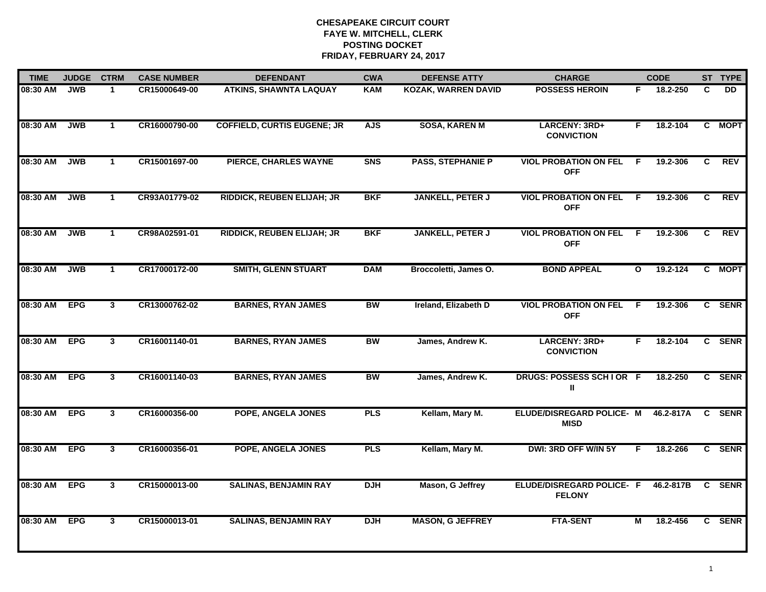# CHESAPEAKE CIRCUIT COURT
## FAYE W. MITCHELL, CLERK
## POSTING DOCKET
## FRIDAY, FEBRUARY 24, 2017

| TIME | JUDGE | CTRM | CASE NUMBER | DEFENDANT | CWA | DEFENSE ATTY | CHARGE | | CODE | ST | TYPE |
|---|---|---|---|---|---|---|---|---|---|---|---|
| 08:30 AM | JWB | 1 | CR15000649-00 | ATKINS, SHAWNTA LAQUAY | KAM | KOZAK, WARREN DAVID | POSSESS HEROIN | F | 18.2-250 | C | DD |
| 08:30 AM | JWB | 1 | CR16000790-00 | COFFIELD, CURTIS EUGENE; JR | AJS | SOSA, KAREN M | LARCENY: 3RD+ CONVICTION | F | 18.2-104 | C | MOPT |
| 08:30 AM | JWB | 1 | CR15001697-00 | PIERCE, CHARLES WAYNE | SNS | PASS, STEPHANIE P | VIOL PROBATION ON FEL OFF | F | 19.2-306 | C | REV |
| 08:30 AM | JWB | 1 | CR93A01779-02 | RIDDICK, REUBEN ELIJAH; JR | BKF | JANKELL, PETER J | VIOL PROBATION ON FEL OFF | F | 19.2-306 | C | REV |
| 08:30 AM | JWB | 1 | CR98A02591-01 | RIDDICK, REUBEN ELIJAH; JR | BKF | JANKELL, PETER J | VIOL PROBATION ON FEL OFF | F | 19.2-306 | C | REV |
| 08:30 AM | JWB | 1 | CR17000172-00 | SMITH, GLENN STUART | DAM | Broccoletti, James O. | BOND APPEAL | O | 19.2-124 | C | MOPT |
| 08:30 AM | EPG | 3 | CR13000762-02 | BARNES, RYAN JAMES | BW | Ireland, Elizabeth D | VIOL PROBATION ON FEL OFF | F | 19.2-306 | C | SENR |
| 08:30 AM | EPG | 3 | CR16001140-01 | BARNES, RYAN JAMES | BW | James, Andrew K. | LARCENY: 3RD+ CONVICTION | F | 18.2-104 | C | SENR |
| 08:30 AM | EPG | 3 | CR16001140-03 | BARNES, RYAN JAMES | BW | James, Andrew K. | DRUGS: POSSESS SCH I OR II | F | 18.2-250 | C | SENR |
| 08:30 AM | EPG | 3 | CR16000356-00 | POPE, ANGELA JONES | PLS | Kellam, Mary M. | ELUDE/DISREGARD POLICE- MISD | M | 46.2-817A | C | SENR |
| 08:30 AM | EPG | 3 | CR16000356-01 | POPE, ANGELA JONES | PLS | Kellam, Mary M. | DWI: 3RD OFF W/IN 5Y | F | 18.2-266 | C | SENR |
| 08:30 AM | EPG | 3 | CR15000013-00 | SALINAS, BENJAMIN RAY | DJH | Mason, G Jeffrey | ELUDE/DISREGARD POLICE- FELONY | F | 46.2-817B | C | SENR |
| 08:30 AM | EPG | 3 | CR15000013-01 | SALINAS, BENJAMIN RAY | DJH | MASON, G JEFFREY | FTA-SENT | M | 18.2-456 | C | SENR |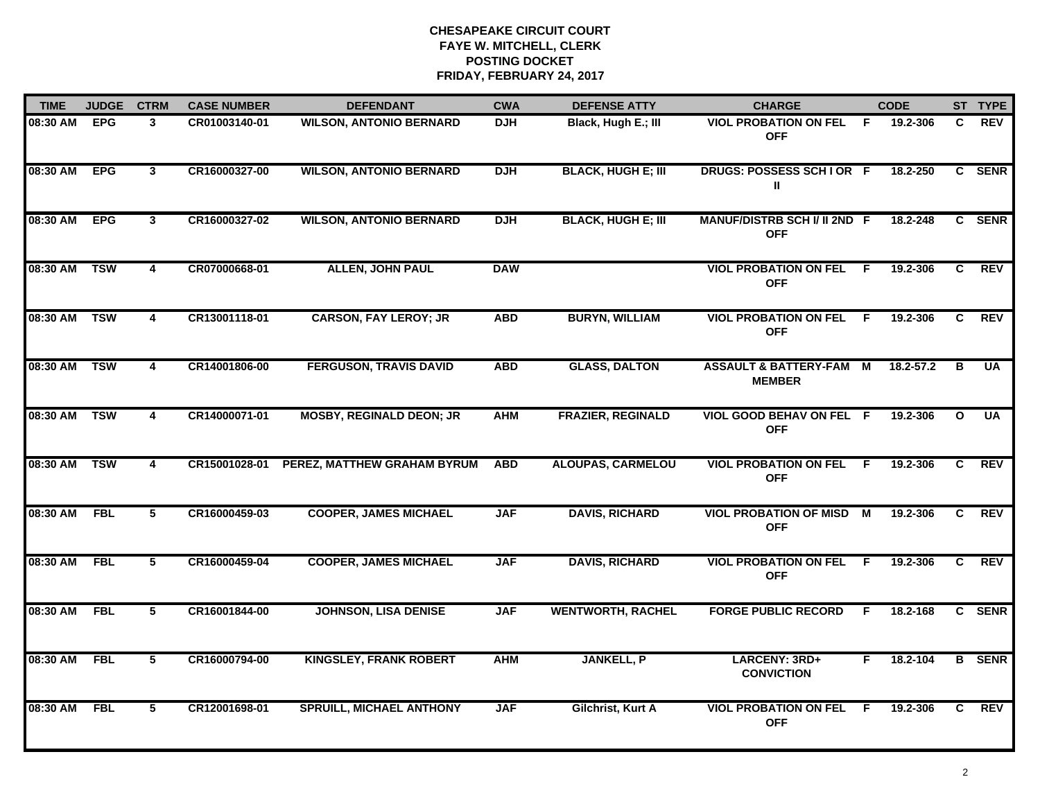# CHESAPEAKE CIRCUIT COURT
## FAYE W. MITCHELL, CLERK
## POSTING DOCKET
## FRIDAY, FEBRUARY 24, 2017

| TIME | JUDGE | CTRM | CASE NUMBER | DEFENDANT | CWA | DEFENSE ATTY | CHARGE | | CODE | ST | TYPE |
|---|---|---|---|---|---|---|---|---|---|---|---|
| 08:30 AM | EPG | 3 | CR01003140-01 | WILSON, ANTONIO BERNARD | DJH | Black, Hugh E.; III | VIOL PROBATION ON FEL OFF | F | 19.2-306 | C | REV |
| 08:30 AM | EPG | 3 | CR16000327-00 | WILSON, ANTONIO BERNARD | DJH | BLACK, HUGH E; III | DRUGS: POSSESS SCH I OR II | F | 18.2-250 | C | SENR |
| 08:30 AM | EPG | 3 | CR16000327-02 | WILSON, ANTONIO BERNARD | DJH | BLACK, HUGH E; III | MANUF/DISTRB SCH I/ II 2ND OFF | F | 18.2-248 | C | SENR |
| 08:30 AM | TSW | 4 | CR07000668-01 | ALLEN, JOHN PAUL | DAW | | VIOL PROBATION ON FEL OFF | F | 19.2-306 | C | REV |
| 08:30 AM | TSW | 4 | CR13001118-01 | CARSON, FAY LEROY; JR | ABD | BURYN, WILLIAM | VIOL PROBATION ON FEL OFF | F | 19.2-306 | C | REV |
| 08:30 AM | TSW | 4 | CR14001806-00 | FERGUSON, TRAVIS DAVID | ABD | GLASS, DALTON | ASSAULT & BATTERY-FAM MEMBER | M | 18.2-57.2 | B | UA |
| 08:30 AM | TSW | 4 | CR14000071-01 | MOSBY, REGINALD DEON; JR | AHM | FRAZIER, REGINALD | VIOL GOOD BEHAV ON FEL OFF | F | 19.2-306 | O | UA |
| 08:30 AM | TSW | 4 | CR15001028-01 | PEREZ, MATTHEW GRAHAM BYRUM | ABD | ALOUPAS, CARMELOU | VIOL PROBATION ON FEL OFF | F | 19.2-306 | C | REV |
| 08:30 AM | FBL | 5 | CR16000459-03 | COOPER, JAMES MICHAEL | JAF | DAVIS, RICHARD | VIOL PROBATION OF MISD OFF | M | 19.2-306 | C | REV |
| 08:30 AM | FBL | 5 | CR16000459-04 | COOPER, JAMES MICHAEL | JAF | DAVIS, RICHARD | VIOL PROBATION ON FEL OFF | F | 19.2-306 | C | REV |
| 08:30 AM | FBL | 5 | CR16001844-00 | JOHNSON, LISA DENISE | JAF | WENTWORTH, RACHEL | FORGE PUBLIC RECORD | F | 18.2-168 | C | SENR |
| 08:30 AM | FBL | 5 | CR16000794-00 | KINGSLEY, FRANK ROBERT | AHM | JANKELL, P | LARCENY: 3RD+ CONVICTION | F | 18.2-104 | B | SENR |
| 08:30 AM | FBL | 5 | CR12001698-01 | SPRUILL, MICHAEL ANTHONY | JAF | Gilchrist, Kurt A | VIOL PROBATION ON FEL OFF | F | 19.2-306 | C | REV |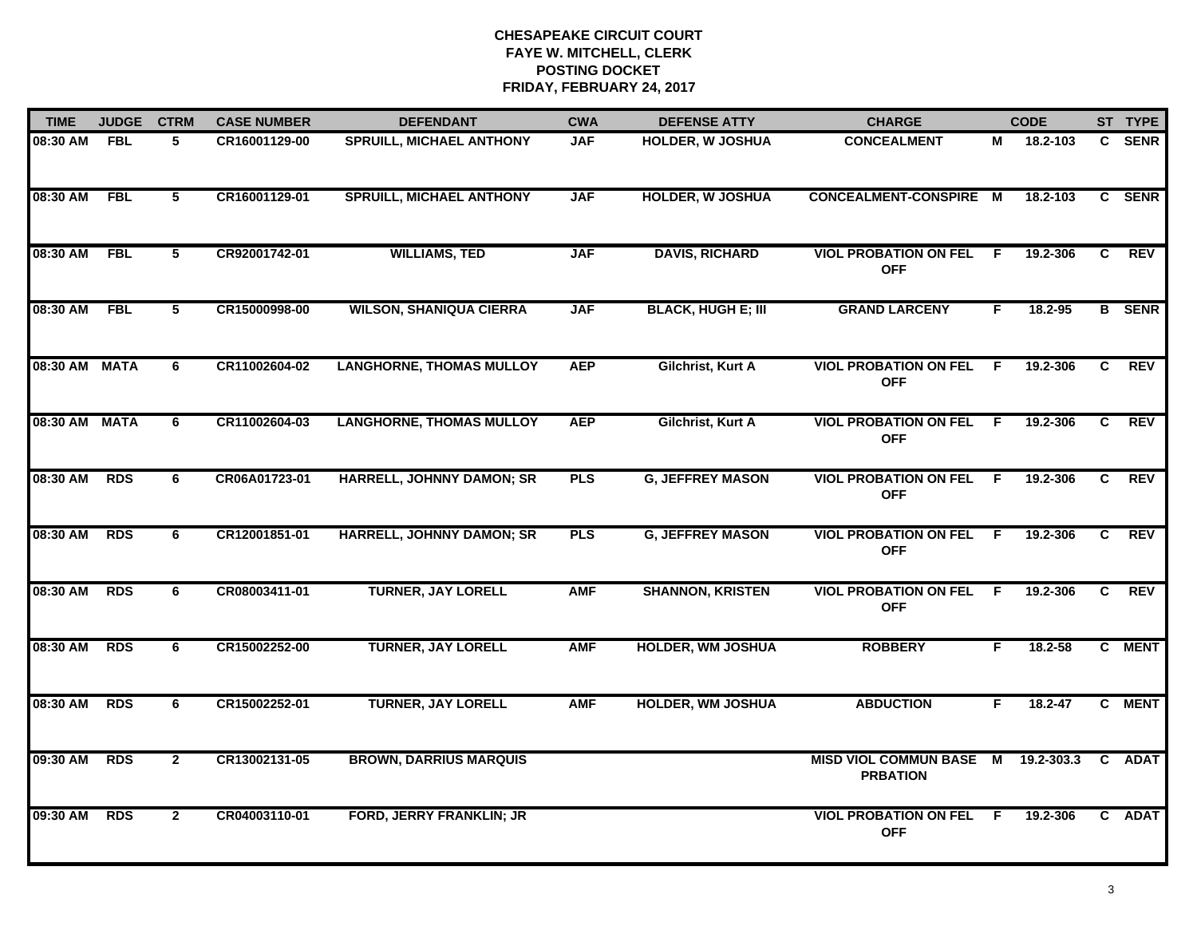**CHESAPEAKE CIRCUIT COURT**
**FAYE W. MITCHELL, CLERK**
**POSTING DOCKET**
**FRIDAY, FEBRUARY 24, 2017**

| TIME | JUDGE | CTRM | CASE NUMBER | DEFENDANT | CWA | DEFENSE ATTY | CHARGE | | CODE | ST | TYPE |
|---|---|---|---|---|---|---|---|---|---|---|---|
| 08:30 AM | FBL | 5 | CR16001129-00 | SPRUILL, MICHAEL ANTHONY | JAF | HOLDER, W JOSHUA | CONCEALMENT | M | 18.2-103 | C | SENR |
| 08:30 AM | FBL | 5 | CR16001129-01 | SPRUILL, MICHAEL ANTHONY | JAF | HOLDER, W JOSHUA | CONCEALMENT-CONSPIRE | M | 18.2-103 | C | SENR |
| 08:30 AM | FBL | 5 | CR92001742-01 | WILLIAMS, TED | JAF | DAVIS, RICHARD | VIOL PROBATION ON FEL OFF | F | 19.2-306 | C | REV |
| 08:30 AM | FBL | 5 | CR15000998-00 | WILSON, SHANIQUA CIERRA | JAF | BLACK, HUGH E; III | GRAND LARCENY | F | 18.2-95 | B | SENR |
| 08:30 AM | MATA | 6 | CR11002604-02 | LANGHORNE, THOMAS MULLOY | AEP | Gilchrist, Kurt A | VIOL PROBATION ON FEL OFF | F | 19.2-306 | C | REV |
| 08:30 AM | MATA | 6 | CR11002604-03 | LANGHORNE, THOMAS MULLOY | AEP | Gilchrist, Kurt A | VIOL PROBATION ON FEL OFF | F | 19.2-306 | C | REV |
| 08:30 AM | RDS | 6 | CR06A01723-01 | HARRELL, JOHNNY DAMON; SR | PLS | G, JEFFREY MASON | VIOL PROBATION ON FEL OFF | F | 19.2-306 | C | REV |
| 08:30 AM | RDS | 6 | CR12001851-01 | HARRELL, JOHNNY DAMON; SR | PLS | G, JEFFREY MASON | VIOL PROBATION ON FEL OFF | F | 19.2-306 | C | REV |
| 08:30 AM | RDS | 6 | CR08003411-01 | TURNER, JAY LORELL | AMF | SHANNON, KRISTEN | VIOL PROBATION ON FEL OFF | F | 19.2-306 | C | REV |
| 08:30 AM | RDS | 6 | CR15002252-00 | TURNER, JAY LORELL | AMF | HOLDER, WM JOSHUA | ROBBERY | F | 18.2-58 | C | MENT |
| 08:30 AM | RDS | 6 | CR15002252-01 | TURNER, JAY LORELL | AMF | HOLDER, WM JOSHUA | ABDUCTION | F | 18.2-47 | C | MENT |
| 09:30 AM | RDS | 2 | CR13002131-05 | BROWN, DARRIUS MARQUIS | | | MISD VIOL COMMUN BASE PRBATION | M | 19.2-303.3 | C | ADAT |
| 09:30 AM | RDS | 2 | CR04003110-01 | FORD, JERRY FRANKLIN; JR | | | VIOL PROBATION ON FEL OFF | F | 19.2-306 | C | ADAT |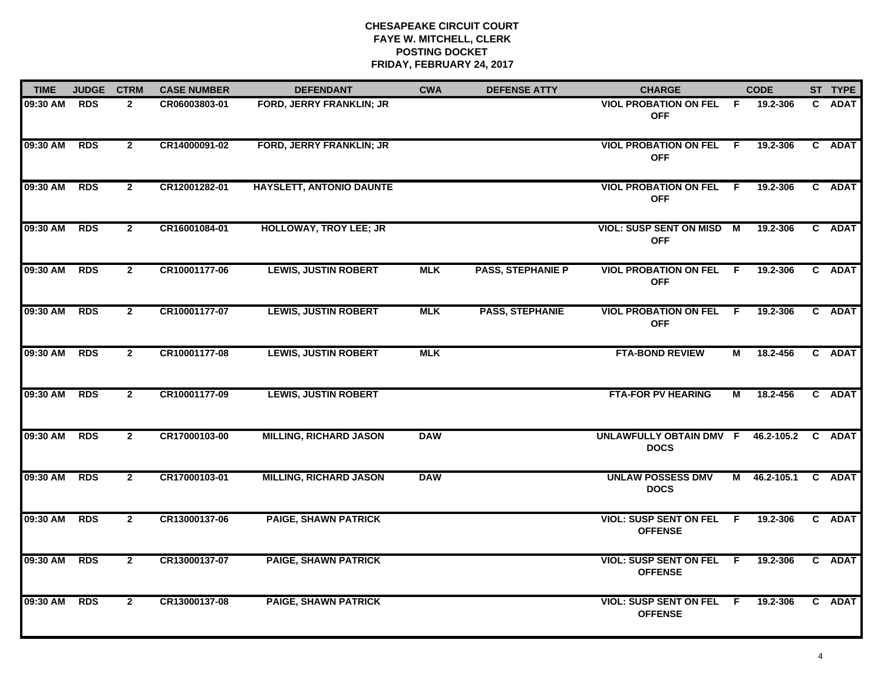# CHESAPEAKE CIRCUIT COURT
## FAYE W. MITCHELL, CLERK
## POSTING DOCKET
## FRIDAY, FEBRUARY 24, 2017

| TIME | JUDGE | CTRM | CASE NUMBER | DEFENDANT | CWA | DEFENSE ATTY | CHARGE | | CODE | ST | TYPE |
|---|---|---|---|---|---|---|---|---|---|---|---|
| 09:30 AM | RDS | 2 | CR06003803-01 | FORD, JERRY FRANKLIN; JR | | | VIOL PROBATION ON FEL OFF | F | 19.2-306 | C | ADAT |
| 09:30 AM | RDS | 2 | CR14000091-02 | FORD, JERRY FRANKLIN; JR | | | VIOL PROBATION ON FEL OFF | F | 19.2-306 | C | ADAT |
| 09:30 AM | RDS | 2 | CR12001282-01 | HAYSLETT, ANTONIO DAUNTE | | | VIOL PROBATION ON FEL OFF | F | 19.2-306 | C | ADAT |
| 09:30 AM | RDS | 2 | CR16001084-01 | HOLLOWAY, TROY LEE; JR | | | VIOL: SUSP SENT ON MISD OFF | M | 19.2-306 | C | ADAT |
| 09:30 AM | RDS | 2 | CR10001177-06 | LEWIS, JUSTIN ROBERT | MLK | PASS, STEPHANIE P | VIOL PROBATION ON FEL OFF | F | 19.2-306 | C | ADAT |
| 09:30 AM | RDS | 2 | CR10001177-07 | LEWIS, JUSTIN ROBERT | MLK | PASS, STEPHANIE | VIOL PROBATION ON FEL OFF | F | 19.2-306 | C | ADAT |
| 09:30 AM | RDS | 2 | CR10001177-08 | LEWIS, JUSTIN ROBERT | MLK | | FTA-BOND REVIEW | M | 18.2-456 | C | ADAT |
| 09:30 AM | RDS | 2 | CR10001177-09 | LEWIS, JUSTIN ROBERT | | | FTA-FOR PV HEARING | M | 18.2-456 | C | ADAT |
| 09:30 AM | RDS | 2 | CR17000103-00 | MILLING, RICHARD JASON | DAW | | UNLAWFULLY OBTAIN DMV DOCS | F | 46.2-105.2 | C | ADAT |
| 09:30 AM | RDS | 2 | CR17000103-01 | MILLING, RICHARD JASON | DAW | | UNLAW POSSESS DMV DOCS | M | 46.2-105.1 | C | ADAT |
| 09:30 AM | RDS | 2 | CR13000137-06 | PAIGE, SHAWN PATRICK | | | VIOL: SUSP SENT ON FEL OFFENSE | F | 19.2-306 | C | ADAT |
| 09:30 AM | RDS | 2 | CR13000137-07 | PAIGE, SHAWN PATRICK | | | VIOL: SUSP SENT ON FEL OFFENSE | F | 19.2-306 | C | ADAT |
| 09:30 AM | RDS | 2 | CR13000137-08 | PAIGE, SHAWN PATRICK | | | VIOL: SUSP SENT ON FEL OFFENSE | F | 19.2-306 | C | ADAT |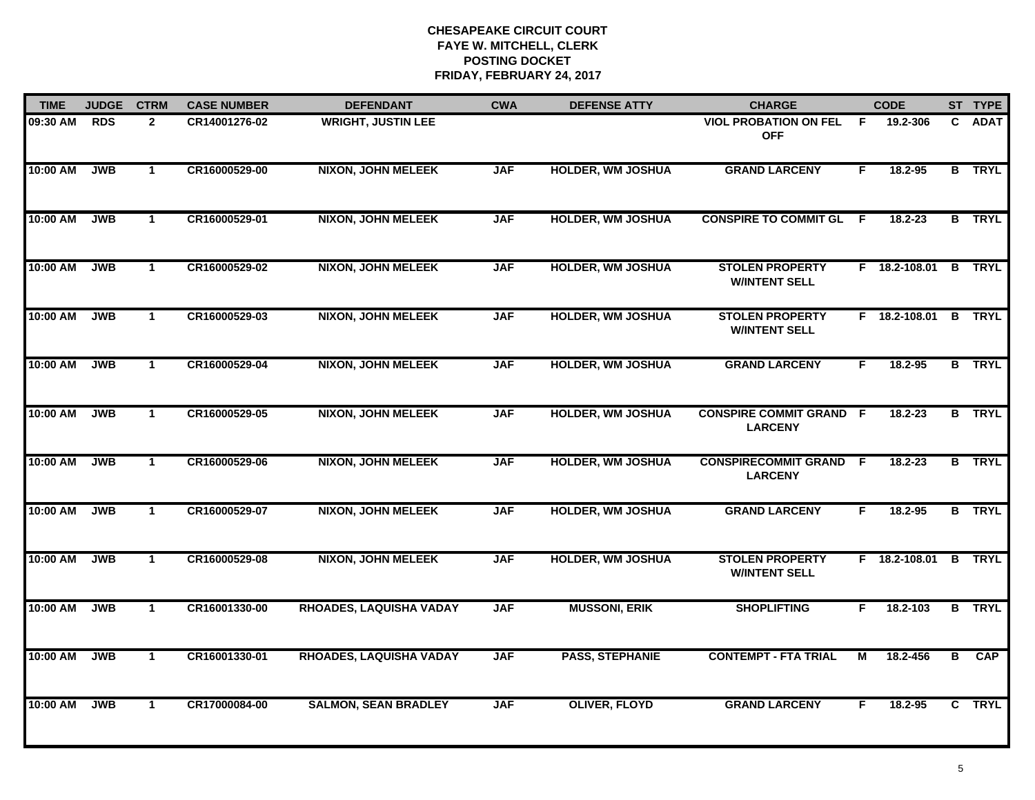# CHESAPEAKE CIRCUIT COURT
## FAYE W. MITCHELL, CLERK
## POSTING DOCKET
## FRIDAY, FEBRUARY 24, 2017

| TIME | JUDGE | CTRM | CASE NUMBER | DEFENDANT | CWA | DEFENSE ATTY | CHARGE | | CODE | ST | TYPE |
|---|---|---|---|---|---|---|---|---|---|---|---|
| 09:30 AM | RDS | 2 | CR14001276-02 | WRIGHT, JUSTIN LEE | | | VIOL PROBATION ON FEL OFF | F | 19.2-306 | C | ADAT |
| 10:00 AM | JWB | 1 | CR16000529-00 | NIXON, JOHN MELEEK | JAF | HOLDER, WM JOSHUA | GRAND LARCENY | F | 18.2-95 | B | TRYL |
| 10:00 AM | JWB | 1 | CR16000529-01 | NIXON, JOHN MELEEK | JAF | HOLDER, WM JOSHUA | CONSPIRE TO COMMIT GL | F | 18.2-23 | B | TRYL |
| 10:00 AM | JWB | 1 | CR16000529-02 | NIXON, JOHN MELEEK | JAF | HOLDER, WM JOSHUA | STOLEN PROPERTY W/INTENT SELL | F | 18.2-108.01 | B | TRYL |
| 10:00 AM | JWB | 1 | CR16000529-03 | NIXON, JOHN MELEEK | JAF | HOLDER, WM JOSHUA | STOLEN PROPERTY W/INTENT SELL | F | 18.2-108.01 | B | TRYL |
| 10:00 AM | JWB | 1 | CR16000529-04 | NIXON, JOHN MELEEK | JAF | HOLDER, WM JOSHUA | GRAND LARCENY | F | 18.2-95 | B | TRYL |
| 10:00 AM | JWB | 1 | CR16000529-05 | NIXON, JOHN MELEEK | JAF | HOLDER, WM JOSHUA | CONSPIRE COMMIT GRAND LARCENY | F | 18.2-23 | B | TRYL |
| 10:00 AM | JWB | 1 | CR16000529-06 | NIXON, JOHN MELEEK | JAF | HOLDER, WM JOSHUA | CONSPIRECOMMIT GRAND LARCENY | F | 18.2-23 | B | TRYL |
| 10:00 AM | JWB | 1 | CR16000529-07 | NIXON, JOHN MELEEK | JAF | HOLDER, WM JOSHUA | GRAND LARCENY | F | 18.2-95 | B | TRYL |
| 10:00 AM | JWB | 1 | CR16000529-08 | NIXON, JOHN MELEEK | JAF | HOLDER, WM JOSHUA | STOLEN PROPERTY W/INTENT SELL | F | 18.2-108.01 | B | TRYL |
| 10:00 AM | JWB | 1 | CR16001330-00 | RHOADES, LAQUISHA VADAY | JAF | MUSSONI, ERIK | SHOPLIFTING | F | 18.2-103 | B | TRYL |
| 10:00 AM | JWB | 1 | CR16001330-01 | RHOADES, LAQUISHA VADAY | JAF | PASS, STEPHANIE | CONTEMPT - FTA TRIAL | M | 18.2-456 | B | CAP |
| 10:00 AM | JWB | 1 | CR17000084-00 | SALMON, SEAN BRADLEY | JAF | OLIVER, FLOYD | GRAND LARCENY | F | 18.2-95 | C | TRYL |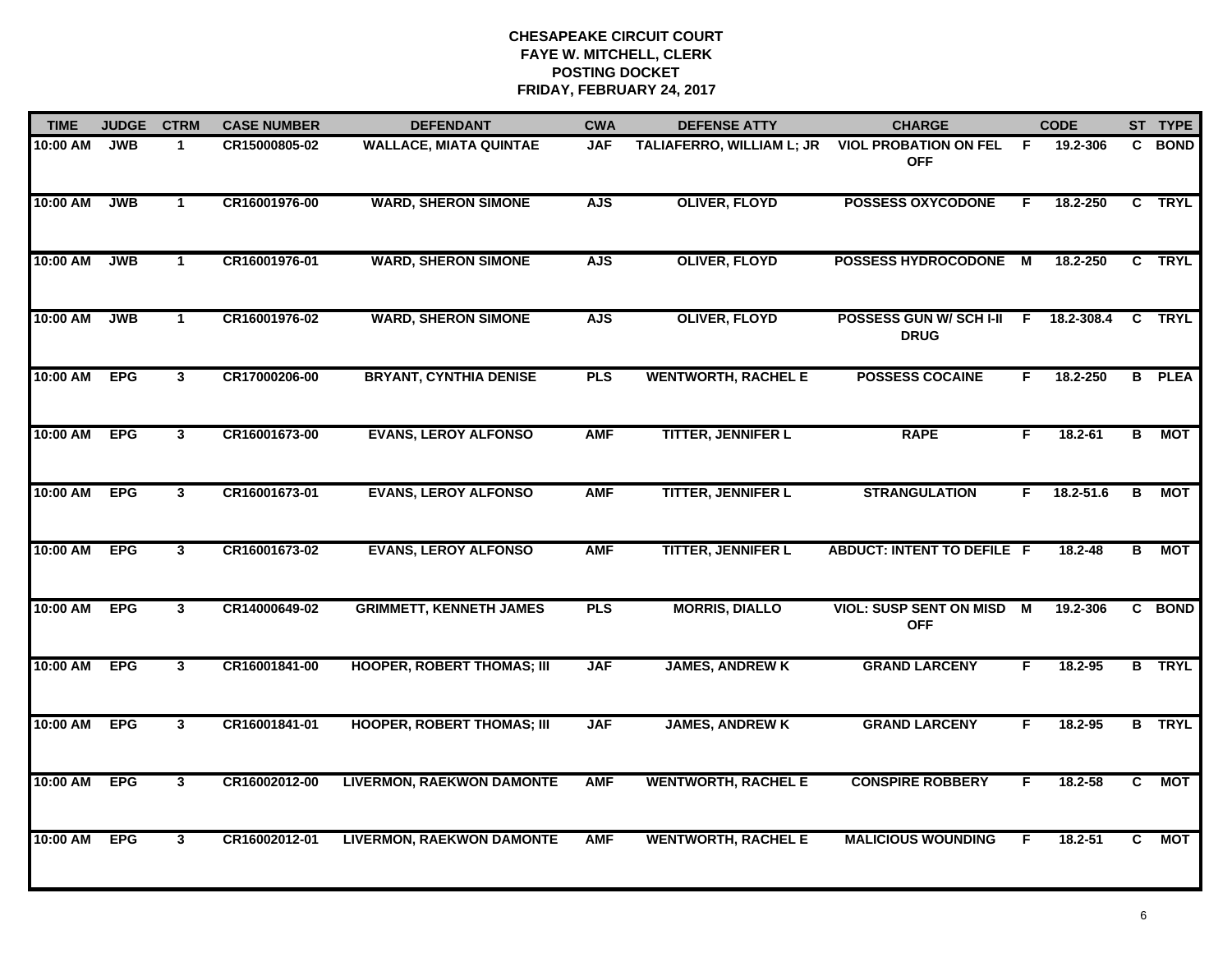# CHESAPEAKE CIRCUIT COURT
## FAYE W. MITCHELL, CLERK
## POSTING DOCKET
## FRIDAY, FEBRUARY 24, 2017

| TIME | JUDGE | CTRM | CASE NUMBER | DEFENDANT | CWA | DEFENSE ATTY | CHARGE | | CODE | ST | TYPE |
|---|---|---|---|---|---|---|---|---|---|---|---|
| 10:00 AM | JWB | 1 | CR15000805-02 | WALLACE, MIATA QUINTAE | JAF | TALIAFERRO, WILLIAM L; JR | VIOL PROBATION ON FEL OFF | F | 19.2-306 | C | BOND |
| 10:00 AM | JWB | 1 | CR16001976-00 | WARD, SHERON SIMONE | AJS | OLIVER, FLOYD | POSSESS OXYCODONE | F | 18.2-250 | C | TRYL |
| 10:00 AM | JWB | 1 | CR16001976-01 | WARD, SHERON SIMONE | AJS | OLIVER, FLOYD | POSSESS HYDROCODONE | M | 18.2-250 | C | TRYL |
| 10:00 AM | JWB | 1 | CR16001976-02 | WARD, SHERON SIMONE | AJS | OLIVER, FLOYD | POSSESS GUN W/ SCH I-II DRUG | F | 18.2-308.4 | C | TRYL |
| 10:00 AM | EPG | 3 | CR17000206-00 | BRYANT, CYNTHIA DENISE | PLS | WENTWORTH, RACHEL E | POSSESS COCAINE | F | 18.2-250 | B | PLEA |
| 10:00 AM | EPG | 3 | CR16001673-00 | EVANS, LEROY ALFONSO | AMF | TITTER, JENNIFER L | RAPE | F | 18.2-61 | B | MOT |
| 10:00 AM | EPG | 3 | CR16001673-01 | EVANS, LEROY ALFONSO | AMF | TITTER, JENNIFER L | STRANGULATION | F | 18.2-51.6 | B | MOT |
| 10:00 AM | EPG | 3 | CR16001673-02 | EVANS, LEROY ALFONSO | AMF | TITTER, JENNIFER L | ABDUCT: INTENT TO DEFILE | F | 18.2-48 | B | MOT |
| 10:00 AM | EPG | 3 | CR14000649-02 | GRIMMETT, KENNETH JAMES | PLS | MORRIS, DIALLO | VIOL: SUSP SENT ON MISD OFF | M | 19.2-306 | C | BOND |
| 10:00 AM | EPG | 3 | CR16001841-00 | HOOPER, ROBERT THOMAS; III | JAF | JAMES, ANDREW K | GRAND LARCENY | F | 18.2-95 | B | TRYL |
| 10:00 AM | EPG | 3 | CR16001841-01 | HOOPER, ROBERT THOMAS; III | JAF | JAMES, ANDREW K | GRAND LARCENY | F | 18.2-95 | B | TRYL |
| 10:00 AM | EPG | 3 | CR16002012-00 | LIVERMON, RAEKWON DAMONTE | AMF | WENTWORTH, RACHEL E | CONSPIRE ROBBERY | F | 18.2-58 | C | MOT |
| 10:00 AM | EPG | 3 | CR16002012-01 | LIVERMON, RAEKWON DAMONTE | AMF | WENTWORTH, RACHEL E | MALICIOUS WOUNDING | F | 18.2-51 | C | MOT |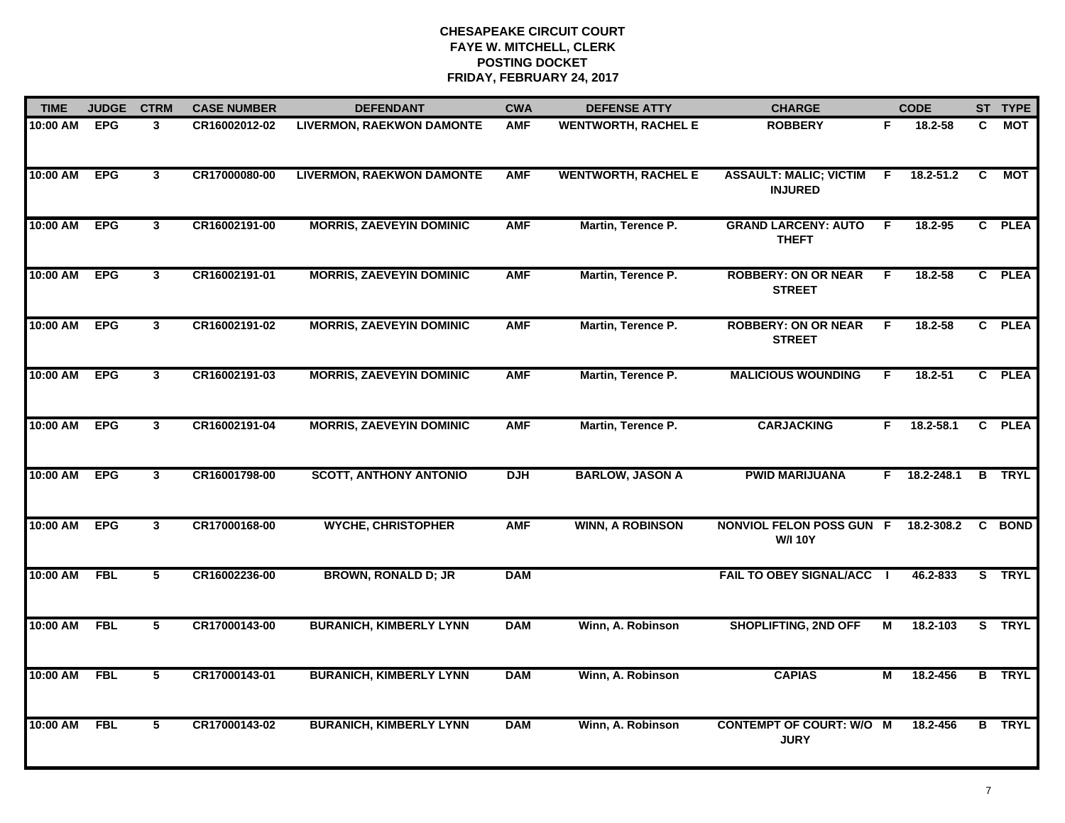**CHESAPEAKE CIRCUIT COURT**
**FAYE W. MITCHELL, CLERK**
**POSTING DOCKET**
**FRIDAY, FEBRUARY 24, 2017**

| TIME | JUDGE | CTRM | CASE NUMBER | DEFENDANT | CWA | DEFENSE ATTY | CHARGE | | CODE | ST | TYPE |
|---|---|---|---|---|---|---|---|---|---|---|---|
| 10:00 AM | EPG | 3 | CR16002012-02 | LIVERMON, RAEKWON DAMONTE | AMF | WENTWORTH, RACHEL E | ROBBERY | F | 18.2-58 | C | MOT |
| 10:00 AM | EPG | 3 | CR17000080-00 | LIVERMON, RAEKWON DAMONTE | AMF | WENTWORTH, RACHEL E | ASSAULT: MALIC; VICTIM INJURED | F | 18.2-51.2 | C | MOT |
| 10:00 AM | EPG | 3 | CR16002191-00 | MORRIS, ZAEVEYIN DOMINIC | AMF | Martin, Terence P. | GRAND LARCENY: AUTO THEFT | F | 18.2-95 | C | PLEA |
| 10:00 AM | EPG | 3 | CR16002191-01 | MORRIS, ZAEVEYIN DOMINIC | AMF | Martin, Terence P. | ROBBERY: ON OR NEAR STREET | F | 18.2-58 | C | PLEA |
| 10:00 AM | EPG | 3 | CR16002191-02 | MORRIS, ZAEVEYIN DOMINIC | AMF | Martin, Terence P. | ROBBERY: ON OR NEAR STREET | F | 18.2-58 | C | PLEA |
| 10:00 AM | EPG | 3 | CR16002191-03 | MORRIS, ZAEVEYIN DOMINIC | AMF | Martin, Terence P. | MALICIOUS WOUNDING | F | 18.2-51 | C | PLEA |
| 10:00 AM | EPG | 3 | CR16002191-04 | MORRIS, ZAEVEYIN DOMINIC | AMF | Martin, Terence P. | CARJACKING | F | 18.2-58.1 | C | PLEA |
| 10:00 AM | EPG | 3 | CR16001798-00 | SCOTT, ANTHONY ANTONIO | DJH | BARLOW, JASON A | PWID MARIJUANA | F | 18.2-248.1 | B | TRYL |
| 10:00 AM | EPG | 3 | CR17000168-00 | WYCHE, CHRISTOPHER | AMF | WINN, A ROBINSON | NONVIOL FELON POSS GUN W/I 10Y | F | 18.2-308.2 | C | BOND |
| 10:00 AM | FBL | 5 | CR16002236-00 | BROWN, RONALD D; JR | DAM | | FAIL TO OBEY SIGNAL/ACC | I | 46.2-833 | S | TRYL |
| 10:00 AM | FBL | 5 | CR17000143-00 | BURANICH, KIMBERLY LYNN | DAM | Winn, A. Robinson | SHOPLIFTING, 2ND OFF | M | 18.2-103 | S | TRYL |
| 10:00 AM | FBL | 5 | CR17000143-01 | BURANICH, KIMBERLY LYNN | DAM | Winn, A. Robinson | CAPIAS | M | 18.2-456 | B | TRYL |
| 10:00 AM | FBL | 5 | CR17000143-02 | BURANICH, KIMBERLY LYNN | DAM | Winn, A. Robinson | CONTEMPT OF COURT: W/O JURY | M | 18.2-456 | B | TRYL |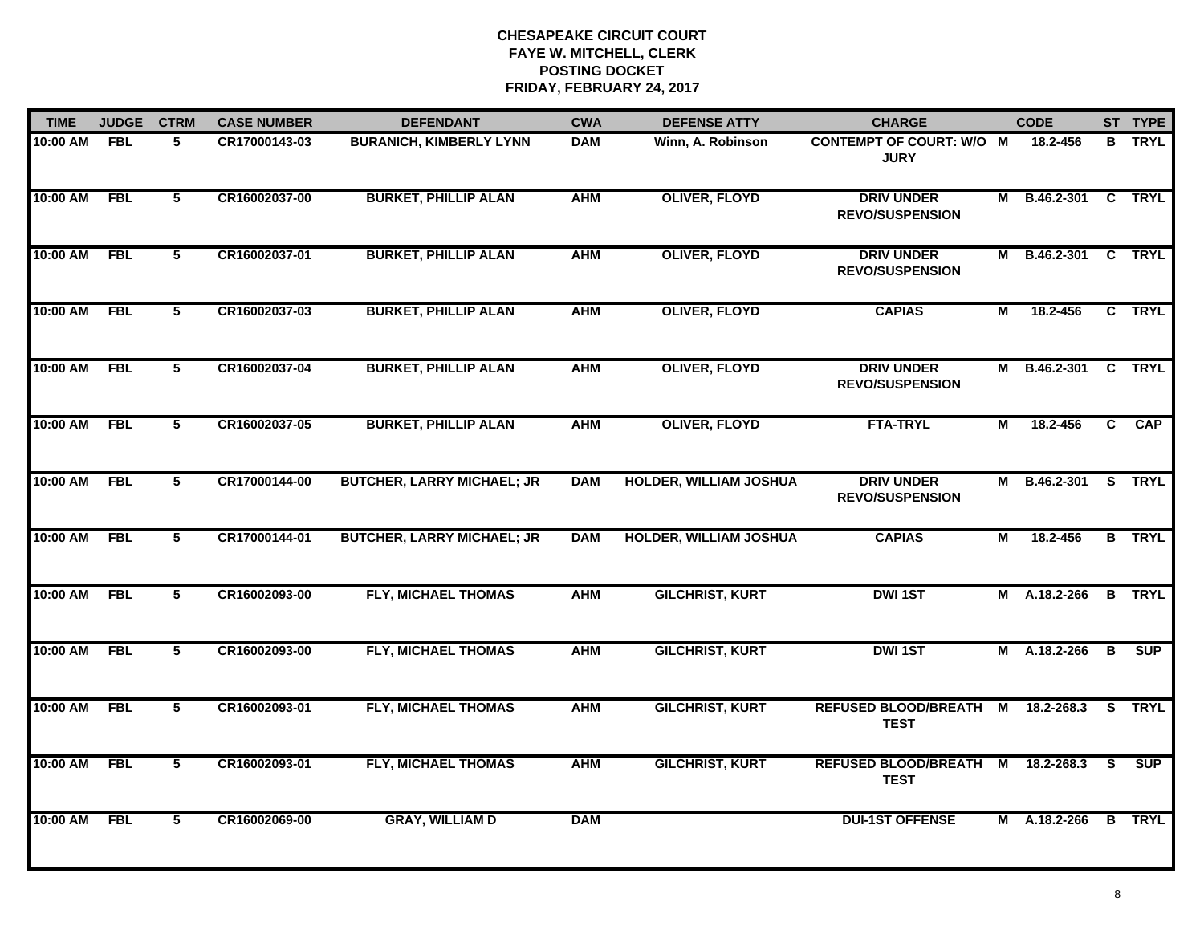**CHESAPEAKE CIRCUIT COURT**
**FAYE W. MITCHELL, CLERK**
**POSTING DOCKET**
**FRIDAY, FEBRUARY 24, 2017**

| TIME | JUDGE | CTRM | CASE NUMBER | DEFENDANT | CWA | DEFENSE ATTY | CHARGE | | CODE | ST | TYPE |
|---|---|---|---|---|---|---|---|---|---|---|---|
| 10:00 AM | FBL | 5 | CR17000143-03 | BURANICH, KIMBERLY LYNN | DAM | Winn, A. Robinson | CONTEMPT OF COURT: W/O JURY | M | 18.2-456 | B | TRYL |
| 10:00 AM | FBL | 5 | CR16002037-00 | BURKET, PHILLIP ALAN | AHM | OLIVER, FLOYD | DRIV UNDER REVO/SUSPENSION | M | B.46.2-301 | C | TRYL |
| 10:00 AM | FBL | 5 | CR16002037-01 | BURKET, PHILLIP ALAN | AHM | OLIVER, FLOYD | DRIV UNDER REVO/SUSPENSION | M | B.46.2-301 | C | TRYL |
| 10:00 AM | FBL | 5 | CR16002037-03 | BURKET, PHILLIP ALAN | AHM | OLIVER, FLOYD | CAPIAS | M | 18.2-456 | C | TRYL |
| 10:00 AM | FBL | 5 | CR16002037-04 | BURKET, PHILLIP ALAN | AHM | OLIVER, FLOYD | DRIV UNDER REVO/SUSPENSION | M | B.46.2-301 | C | TRYL |
| 10:00 AM | FBL | 5 | CR16002037-05 | BURKET, PHILLIP ALAN | AHM | OLIVER, FLOYD | FTA-TRYL | M | 18.2-456 | C | CAP |
| 10:00 AM | FBL | 5 | CR17000144-00 | BUTCHER, LARRY MICHAEL; JR | DAM | HOLDER, WILLIAM JOSHUA | DRIV UNDER REVO/SUSPENSION | M | B.46.2-301 | S | TRYL |
| 10:00 AM | FBL | 5 | CR17000144-01 | BUTCHER, LARRY MICHAEL; JR | DAM | HOLDER, WILLIAM JOSHUA | CAPIAS | M | 18.2-456 | B | TRYL |
| 10:00 AM | FBL | 5 | CR16002093-00 | FLY, MICHAEL THOMAS | AHM | GILCHRIST, KURT | DWI 1ST | M | A.18.2-266 | B | TRYL |
| 10:00 AM | FBL | 5 | CR16002093-00 | FLY, MICHAEL THOMAS | AHM | GILCHRIST, KURT | DWI 1ST | M | A.18.2-266 | B | SUP |
| 10:00 AM | FBL | 5 | CR16002093-01 | FLY, MICHAEL THOMAS | AHM | GILCHRIST, KURT | REFUSED BLOOD/BREATH TEST | M | 18.2-268.3 | S | TRYL |
| 10:00 AM | FBL | 5 | CR16002093-01 | FLY, MICHAEL THOMAS | AHM | GILCHRIST, KURT | REFUSED BLOOD/BREATH TEST | M | 18.2-268.3 | S | SUP |
| 10:00 AM | FBL | 5 | CR16002069-00 | GRAY, WILLIAM D | DAM | | DUI-1ST OFFENSE | M | A.18.2-266 | B | TRYL |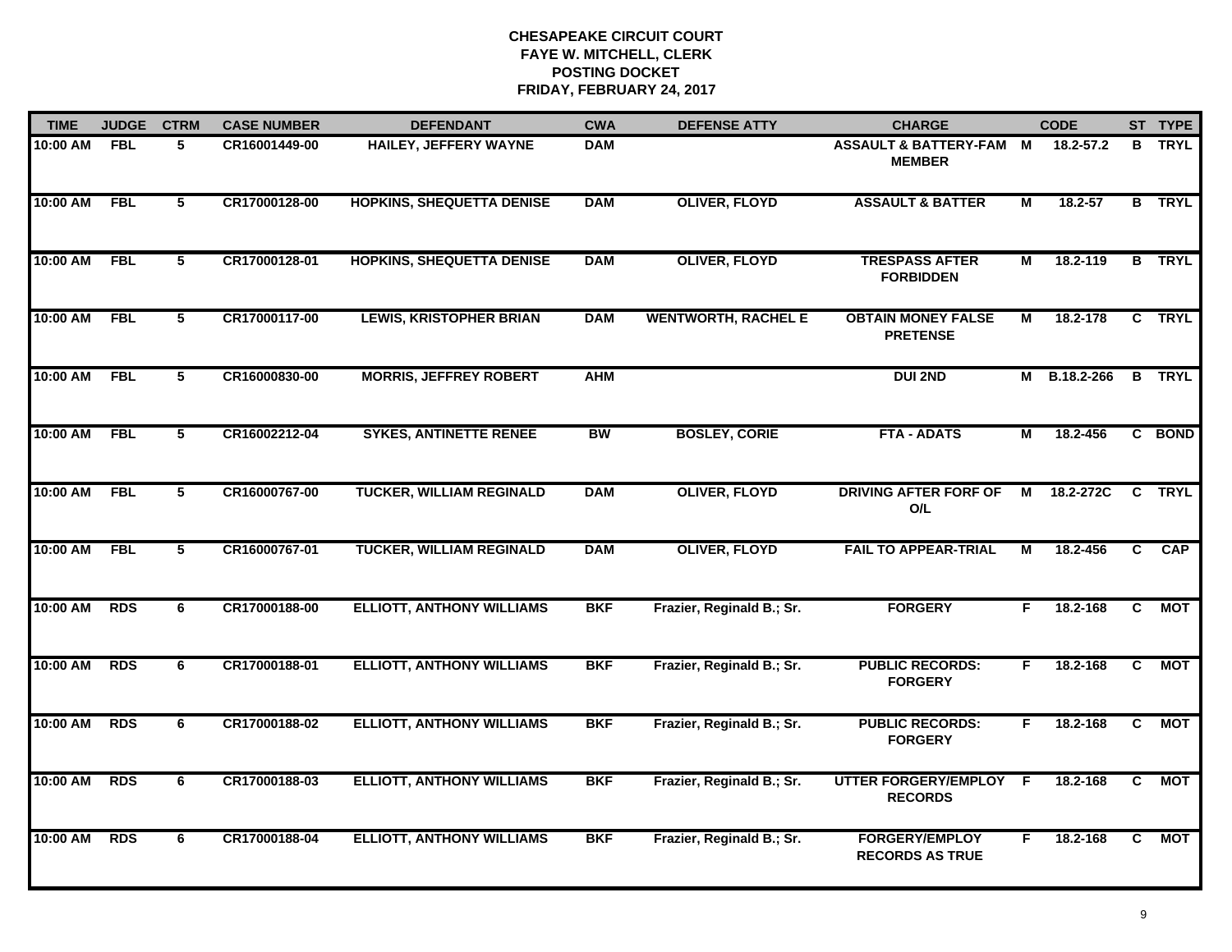**CHESAPEAKE CIRCUIT COURT**
**FAYE W. MITCHELL, CLERK**
**POSTING DOCKET**
**FRIDAY, FEBRUARY 24, 2017**

| TIME | JUDGE | CTRM | CASE NUMBER | DEFENDANT | CWA | DEFENSE ATTY | CHARGE | | CODE | ST | TYPE |
|---|---|---|---|---|---|---|---|---|---|---|---|
| 10:00 AM | FBL | 5 | CR16001449-00 | HAILEY, JEFFERY WAYNE | DAM | | ASSAULT & BATTERY-FAM MEMBER | M | 18.2-57.2 | B | TRYL |
| 10:00 AM | FBL | 5 | CR17000128-00 | HOPKINS, SHEQUETTA DENISE | DAM | OLIVER, FLOYD | ASSAULT & BATTER | M | 18.2-57 | B | TRYL |
| 10:00 AM | FBL | 5 | CR17000128-01 | HOPKINS, SHEQUETTA DENISE | DAM | OLIVER, FLOYD | TRESPASS AFTER FORBIDDEN | M | 18.2-119 | B | TRYL |
| 10:00 AM | FBL | 5 | CR17000117-00 | LEWIS, KRISTOPHER BRIAN | DAM | WENTWORTH, RACHEL E | OBTAIN MONEY FALSE PRETENSE | M | 18.2-178 | C | TRYL |
| 10:00 AM | FBL | 5 | CR16000830-00 | MORRIS, JEFFREY ROBERT | AHM | | DUI 2ND | M | B.18.2-266 | B | TRYL |
| 10:00 AM | FBL | 5 | CR16002212-04 | SYKES, ANTINETTE RENEE | BW | BOSLEY, CORIE | FTA - ADATS | M | 18.2-456 | C | BOND |
| 10:00 AM | FBL | 5 | CR16000767-00 | TUCKER, WILLIAM REGINALD | DAM | OLIVER, FLOYD | DRIVING AFTER FORF OF O/L | M | 18.2-272C | C | TRYL |
| 10:00 AM | FBL | 5 | CR16000767-01 | TUCKER, WILLIAM REGINALD | DAM | OLIVER, FLOYD | FAIL TO APPEAR-TRIAL | M | 18.2-456 | C | CAP |
| 10:00 AM | RDS | 6 | CR17000188-00 | ELLIOTT, ANTHONY WILLIAMS | BKF | Frazier, Reginald B.; Sr. | FORGERY | F | 18.2-168 | C | MOT |
| 10:00 AM | RDS | 6 | CR17000188-01 | ELLIOTT, ANTHONY WILLIAMS | BKF | Frazier, Reginald B.; Sr. | PUBLIC RECORDS: FORGERY | F | 18.2-168 | C | MOT |
| 10:00 AM | RDS | 6 | CR17000188-02 | ELLIOTT, ANTHONY WILLIAMS | BKF | Frazier, Reginald B.; Sr. | PUBLIC RECORDS: FORGERY | F | 18.2-168 | C | MOT |
| 10:00 AM | RDS | 6 | CR17000188-03 | ELLIOTT, ANTHONY WILLIAMS | BKF | Frazier, Reginald B.; Sr. | UTTER FORGERY/EMPLOY RECORDS | F | 18.2-168 | C | MOT |
| 10:00 AM | RDS | 6 | CR17000188-04 | ELLIOTT, ANTHONY WILLIAMS | BKF | Frazier, Reginald B.; Sr. | FORGERY/EMPLOY RECORDS AS TRUE | F | 18.2-168 | C | MOT |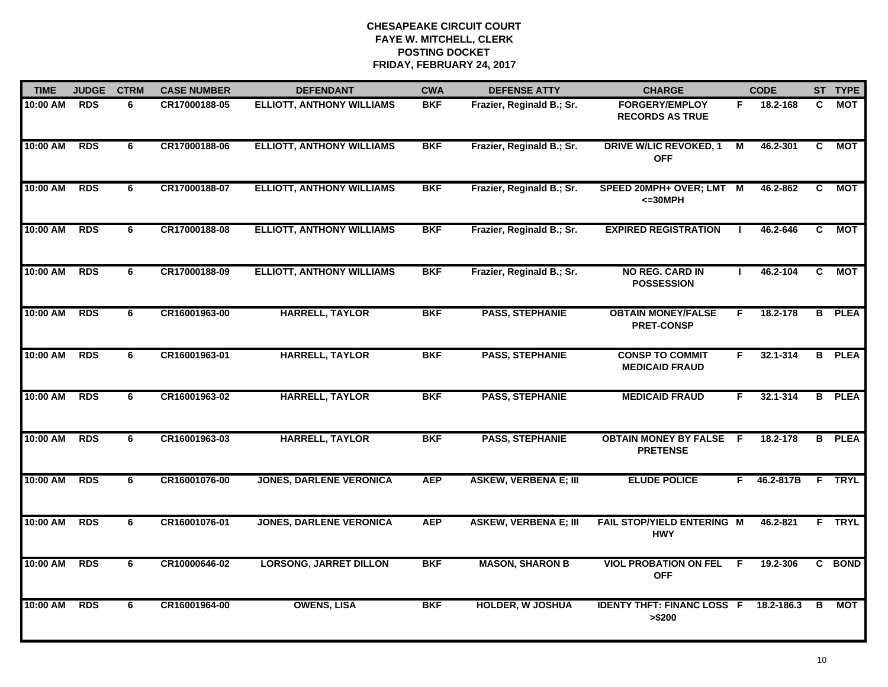# CHESAPEAKE CIRCUIT COURT
## FAYE W. MITCHELL, CLERK
## POSTING DOCKET
## FRIDAY, FEBRUARY 24, 2017

| TIME | JUDGE | CTRM | CASE NUMBER | DEFENDANT | CWA | DEFENSE ATTY | CHARGE | | CODE | ST | TYPE |
|---|---|---|---|---|---|---|---|---|---|---|---|
| 10:00 AM | RDS | 6 | CR17000188-05 | ELLIOTT, ANTHONY WILLIAMS | BKF | Frazier, Reginald B.; Sr. | FORGERY/EMPLOY RECORDS AS TRUE | F | 18.2-168 | C | MOT |
| 10:00 AM | RDS | 6 | CR17000188-06 | ELLIOTT, ANTHONY WILLIAMS | BKF | Frazier, Reginald B.; Sr. | DRIVE W/LIC REVOKED, 1 OFF | M | 46.2-301 | C | MOT |
| 10:00 AM | RDS | 6 | CR17000188-07 | ELLIOTT, ANTHONY WILLIAMS | BKF | Frazier, Reginald B.; Sr. | SPEED 20MPH+ OVER; LMT <=30MPH | M | 46.2-862 | C | MOT |
| 10:00 AM | RDS | 6 | CR17000188-08 | ELLIOTT, ANTHONY WILLIAMS | BKF | Frazier, Reginald B.; Sr. | EXPIRED REGISTRATION | I | 46.2-646 | C | MOT |
| 10:00 AM | RDS | 6 | CR17000188-09 | ELLIOTT, ANTHONY WILLIAMS | BKF | Frazier, Reginald B.; Sr. | NO REG. CARD IN POSSESSION | I | 46.2-104 | C | MOT |
| 10:00 AM | RDS | 6 | CR16001963-00 | HARRELL, TAYLOR | BKF | PASS, STEPHANIE | OBTAIN MONEY/FALSE PRET-CONSP | F | 18.2-178 | B | PLEA |
| 10:00 AM | RDS | 6 | CR16001963-01 | HARRELL, TAYLOR | BKF | PASS, STEPHANIE | CONSP TO COMMIT MEDICAID FRAUD | F | 32.1-314 | B | PLEA |
| 10:00 AM | RDS | 6 | CR16001963-02 | HARRELL, TAYLOR | BKF | PASS, STEPHANIE | MEDICAID FRAUD | F | 32.1-314 | B | PLEA |
| 10:00 AM | RDS | 6 | CR16001963-03 | HARRELL, TAYLOR | BKF | PASS, STEPHANIE | OBTAIN MONEY BY FALSE PRETENSE | F | 18.2-178 | B | PLEA |
| 10:00 AM | RDS | 6 | CR16001076-00 | JONES, DARLENE VERONICA | AEP | ASKEW, VERBENA E; III | ELUDE POLICE | F | 46.2-817B | F | TRYL |
| 10:00 AM | RDS | 6 | CR16001076-01 | JONES, DARLENE VERONICA | AEP | ASKEW, VERBENA E; III | FAIL STOP/YIELD ENTERING HWY | M | 46.2-821 | F | TRYL |
| 10:00 AM | RDS | 6 | CR10000646-02 | LORSONG, JARRET DILLON | BKF | MASON, SHARON B | VIOL PROBATION ON FEL OFF | F | 19.2-306 | C | BOND |
| 10:00 AM | RDS | 6 | CR16001964-00 | OWENS, LISA | BKF | HOLDER, W JOSHUA | IDENTY THFT: FINANC LOSS >$200 | F | 18.2-186.3 | B | MOT |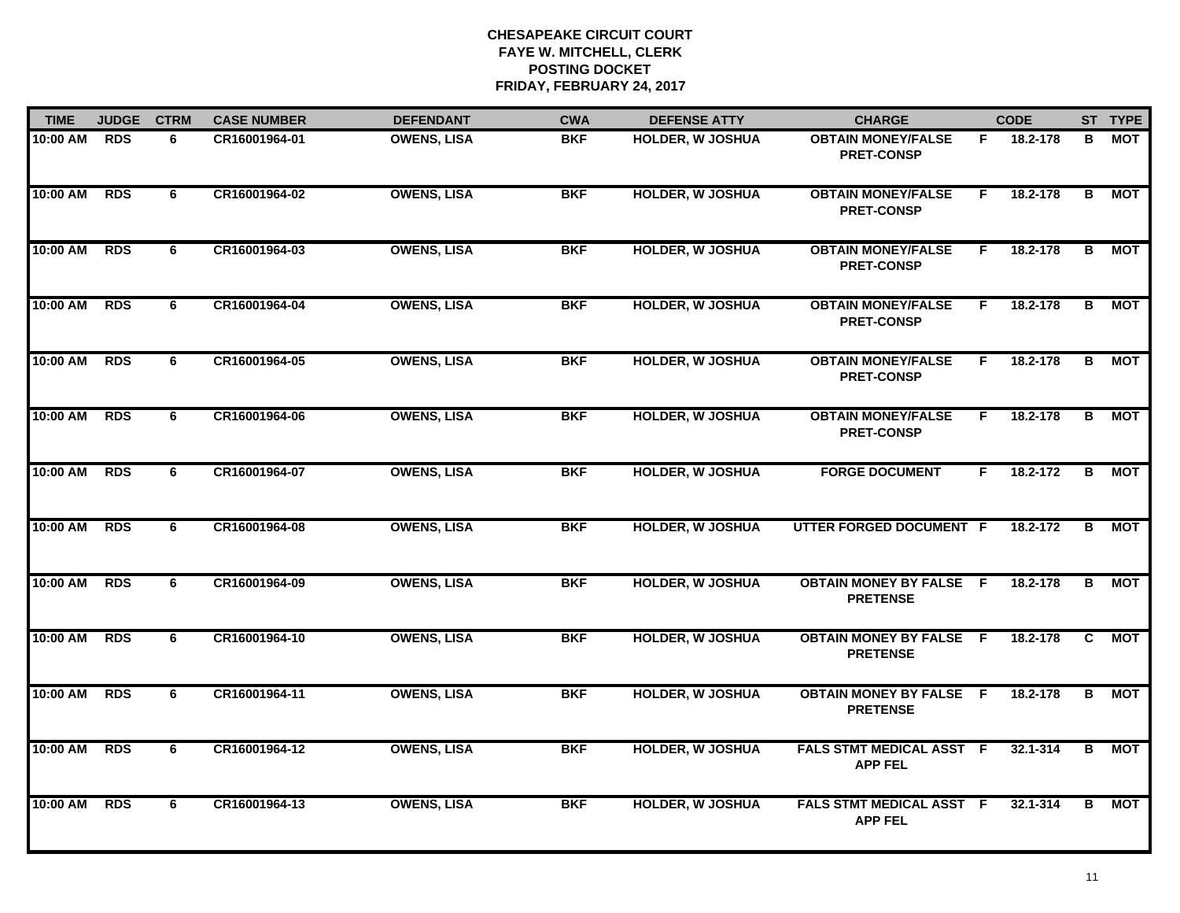**CHESAPEAKE CIRCUIT COURT**
**FAYE W. MITCHELL, CLERK**
**POSTING DOCKET**
**FRIDAY, FEBRUARY 24, 2017**

| TIME | JUDGE | CTRM | CASE NUMBER | DEFENDANT | CWA | DEFENSE ATTY | CHARGE | | CODE | ST | TYPE |
|---|---|---|---|---|---|---|---|---|---|---|---|
| 10:00 AM | RDS | 6 | CR16001964-01 | OWENS, LISA | BKF | HOLDER, W JOSHUA | OBTAIN MONEY/FALSE PRET-CONSP | F | 18.2-178 | B | MOT |
| 10:00 AM | RDS | 6 | CR16001964-02 | OWENS, LISA | BKF | HOLDER, W JOSHUA | OBTAIN MONEY/FALSE PRET-CONSP | F | 18.2-178 | B | MOT |
| 10:00 AM | RDS | 6 | CR16001964-03 | OWENS, LISA | BKF | HOLDER, W JOSHUA | OBTAIN MONEY/FALSE PRET-CONSP | F | 18.2-178 | B | MOT |
| 10:00 AM | RDS | 6 | CR16001964-04 | OWENS, LISA | BKF | HOLDER, W JOSHUA | OBTAIN MONEY/FALSE PRET-CONSP | F | 18.2-178 | B | MOT |
| 10:00 AM | RDS | 6 | CR16001964-05 | OWENS, LISA | BKF | HOLDER, W JOSHUA | OBTAIN MONEY/FALSE PRET-CONSP | F | 18.2-178 | B | MOT |
| 10:00 AM | RDS | 6 | CR16001964-06 | OWENS, LISA | BKF | HOLDER, W JOSHUA | OBTAIN MONEY/FALSE PRET-CONSP | F | 18.2-178 | B | MOT |
| 10:00 AM | RDS | 6 | CR16001964-07 | OWENS, LISA | BKF | HOLDER, W JOSHUA | FORGE DOCUMENT | F | 18.2-172 | B | MOT |
| 10:00 AM | RDS | 6 | CR16001964-08 | OWENS, LISA | BKF | HOLDER, W JOSHUA | UTTER FORGED DOCUMENT | F | 18.2-172 | B | MOT |
| 10:00 AM | RDS | 6 | CR16001964-09 | OWENS, LISA | BKF | HOLDER, W JOSHUA | OBTAIN MONEY BY FALSE PRETENSE | F | 18.2-178 | B | MOT |
| 10:00 AM | RDS | 6 | CR16001964-10 | OWENS, LISA | BKF | HOLDER, W JOSHUA | OBTAIN MONEY BY FALSE PRETENSE | F | 18.2-178 | C | MOT |
| 10:00 AM | RDS | 6 | CR16001964-11 | OWENS, LISA | BKF | HOLDER, W JOSHUA | OBTAIN MONEY BY FALSE PRETENSE | F | 18.2-178 | B | MOT |
| 10:00 AM | RDS | 6 | CR16001964-12 | OWENS, LISA | BKF | HOLDER, W JOSHUA | FALS STMT MEDICAL ASST APP FEL | F | 32.1-314 | B | MOT |
| 10:00 AM | RDS | 6 | CR16001964-13 | OWENS, LISA | BKF | HOLDER, W JOSHUA | FALS STMT MEDICAL ASST APP FEL | F | 32.1-314 | B | MOT |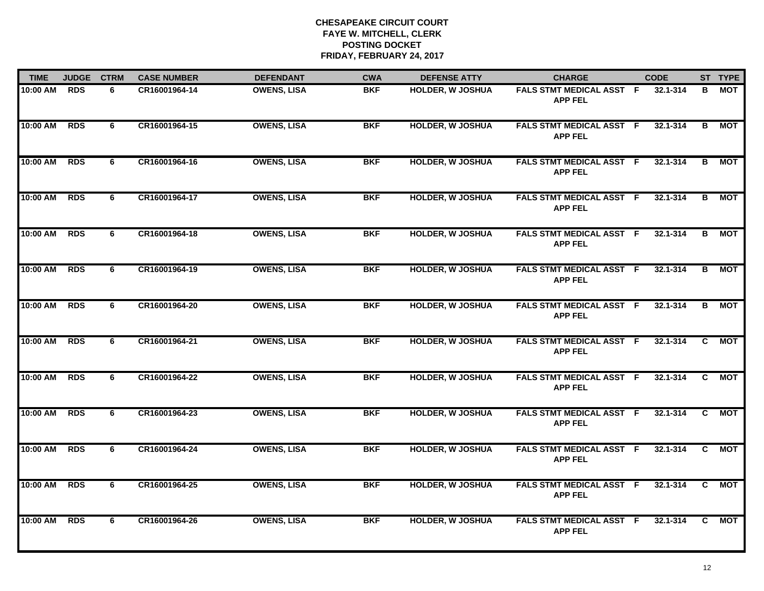**CHESAPEAKE CIRCUIT COURT**
**FAYE W. MITCHELL, CLERK**
**POSTING DOCKET**
**FRIDAY, FEBRUARY 24, 2017**

| TIME | JUDGE | CTRM | CASE NUMBER | DEFENDANT | CWA | DEFENSE ATTY | CHARGE | | CODE | ST | TYPE |
|---|---|---|---|---|---|---|---|---|---|---|---|
| 10:00 AM | RDS | 6 | CR16001964-14 | OWENS, LISA | BKF | HOLDER, W JOSHUA | FALS STMT MEDICAL ASST APP FEL | F | 32.1-314 | B | MOT |
| 10:00 AM | RDS | 6 | CR16001964-15 | OWENS, LISA | BKF | HOLDER, W JOSHUA | FALS STMT MEDICAL ASST APP FEL | F | 32.1-314 | B | MOT |
| 10:00 AM | RDS | 6 | CR16001964-16 | OWENS, LISA | BKF | HOLDER, W JOSHUA | FALS STMT MEDICAL ASST APP FEL | F | 32.1-314 | B | MOT |
| 10:00 AM | RDS | 6 | CR16001964-17 | OWENS, LISA | BKF | HOLDER, W JOSHUA | FALS STMT MEDICAL ASST APP FEL | F | 32.1-314 | B | MOT |
| 10:00 AM | RDS | 6 | CR16001964-18 | OWENS, LISA | BKF | HOLDER, W JOSHUA | FALS STMT MEDICAL ASST APP FEL | F | 32.1-314 | B | MOT |
| 10:00 AM | RDS | 6 | CR16001964-19 | OWENS, LISA | BKF | HOLDER, W JOSHUA | FALS STMT MEDICAL ASST APP FEL | F | 32.1-314 | B | MOT |
| 10:00 AM | RDS | 6 | CR16001964-20 | OWENS, LISA | BKF | HOLDER, W JOSHUA | FALS STMT MEDICAL ASST APP FEL | F | 32.1-314 | B | MOT |
| 10:00 AM | RDS | 6 | CR16001964-21 | OWENS, LISA | BKF | HOLDER, W JOSHUA | FALS STMT MEDICAL ASST APP FEL | F | 32.1-314 | C | MOT |
| 10:00 AM | RDS | 6 | CR16001964-22 | OWENS, LISA | BKF | HOLDER, W JOSHUA | FALS STMT MEDICAL ASST APP FEL | F | 32.1-314 | C | MOT |
| 10:00 AM | RDS | 6 | CR16001964-23 | OWENS, LISA | BKF | HOLDER, W JOSHUA | FALS STMT MEDICAL ASST APP FEL | F | 32.1-314 | C | MOT |
| 10:00 AM | RDS | 6 | CR16001964-24 | OWENS, LISA | BKF | HOLDER, W JOSHUA | FALS STMT MEDICAL ASST APP FEL | F | 32.1-314 | C | MOT |
| 10:00 AM | RDS | 6 | CR16001964-25 | OWENS, LISA | BKF | HOLDER, W JOSHUA | FALS STMT MEDICAL ASST APP FEL | F | 32.1-314 | C | MOT |
| 10:00 AM | RDS | 6 | CR16001964-26 | OWENS, LISA | BKF | HOLDER, W JOSHUA | FALS STMT MEDICAL ASST APP FEL | F | 32.1-314 | C | MOT |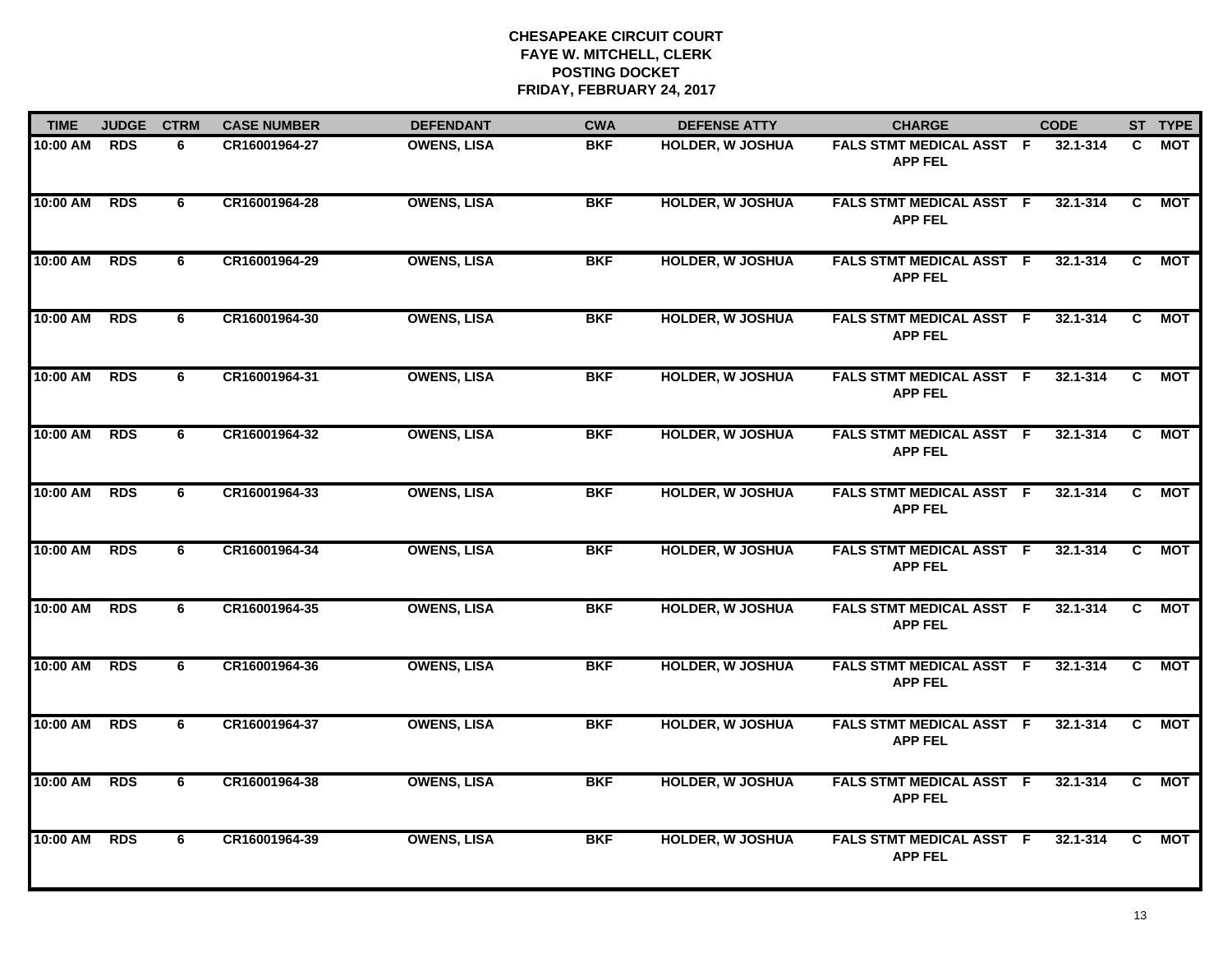# CHESAPEAKE CIRCUIT COURT
## FAYE W. MITCHELL, CLERK
## POSTING DOCKET
## FRIDAY, FEBRUARY 24, 2017

| TIME | JUDGE | CTRM | CASE NUMBER | DEFENDANT | CWA | DEFENSE ATTY | CHARGE | | CODE | ST | TYPE |
|---|---|---|---|---|---|---|---|---|---|---|---|
| 10:00 AM | RDS | 6 | CR16001964-27 | OWENS, LISA | BKF | HOLDER, W JOSHUA | FALS STMT MEDICAL ASST APP FEL | F | 32.1-314 | C | MOT |
| 10:00 AM | RDS | 6 | CR16001964-28 | OWENS, LISA | BKF | HOLDER, W JOSHUA | FALS STMT MEDICAL ASST APP FEL | F | 32.1-314 | C | MOT |
| 10:00 AM | RDS | 6 | CR16001964-29 | OWENS, LISA | BKF | HOLDER, W JOSHUA | FALS STMT MEDICAL ASST APP FEL | F | 32.1-314 | C | MOT |
| 10:00 AM | RDS | 6 | CR16001964-30 | OWENS, LISA | BKF | HOLDER, W JOSHUA | FALS STMT MEDICAL ASST APP FEL | F | 32.1-314 | C | MOT |
| 10:00 AM | RDS | 6 | CR16001964-31 | OWENS, LISA | BKF | HOLDER, W JOSHUA | FALS STMT MEDICAL ASST APP FEL | F | 32.1-314 | C | MOT |
| 10:00 AM | RDS | 6 | CR16001964-32 | OWENS, LISA | BKF | HOLDER, W JOSHUA | FALS STMT MEDICAL ASST APP FEL | F | 32.1-314 | C | MOT |
| 10:00 AM | RDS | 6 | CR16001964-33 | OWENS, LISA | BKF | HOLDER, W JOSHUA | FALS STMT MEDICAL ASST APP FEL | F | 32.1-314 | C | MOT |
| 10:00 AM | RDS | 6 | CR16001964-34 | OWENS, LISA | BKF | HOLDER, W JOSHUA | FALS STMT MEDICAL ASST APP FEL | F | 32.1-314 | C | MOT |
| 10:00 AM | RDS | 6 | CR16001964-35 | OWENS, LISA | BKF | HOLDER, W JOSHUA | FALS STMT MEDICAL ASST APP FEL | F | 32.1-314 | C | MOT |
| 10:00 AM | RDS | 6 | CR16001964-36 | OWENS, LISA | BKF | HOLDER, W JOSHUA | FALS STMT MEDICAL ASST APP FEL | F | 32.1-314 | C | MOT |
| 10:00 AM | RDS | 6 | CR16001964-37 | OWENS, LISA | BKF | HOLDER, W JOSHUA | FALS STMT MEDICAL ASST APP FEL | F | 32.1-314 | C | MOT |
| 10:00 AM | RDS | 6 | CR16001964-38 | OWENS, LISA | BKF | HOLDER, W JOSHUA | FALS STMT MEDICAL ASST APP FEL | F | 32.1-314 | C | MOT |
| 10:00 AM | RDS | 6 | CR16001964-39 | OWENS, LISA | BKF | HOLDER, W JOSHUA | FALS STMT MEDICAL ASST APP FEL | F | 32.1-314 | C | MOT |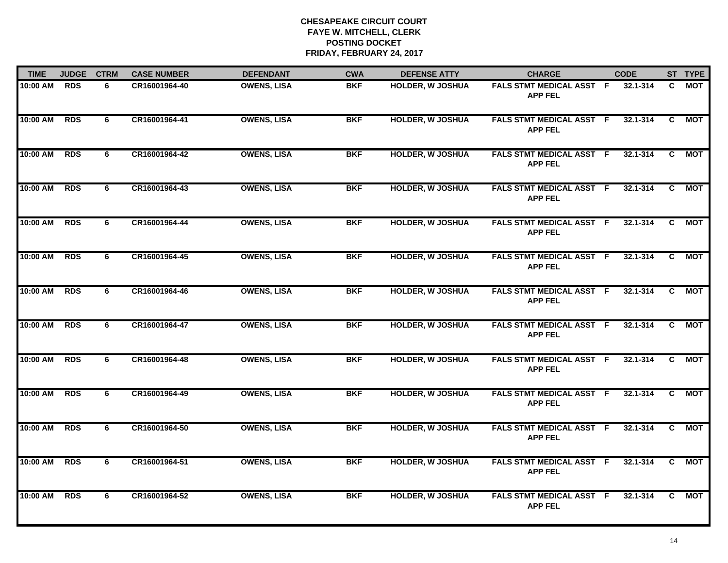**CHESAPEAKE CIRCUIT COURT**
**FAYE W. MITCHELL, CLERK**
**POSTING DOCKET**
**FRIDAY, FEBRUARY 24, 2017**

| TIME | JUDGE | CTRM | CASE NUMBER | DEFENDANT | CWA | DEFENSE ATTY | CHARGE | | CODE | ST | TYPE |
|---|---|---|---|---|---|---|---|---|---|---|---|
| 10:00 AM | RDS | 6 | CR16001964-40 | OWENS, LISA | BKF | HOLDER, W JOSHUA | FALS STMT MEDICAL ASST APP FEL | F | 32.1-314 | C | MOT |
| 10:00 AM | RDS | 6 | CR16001964-41 | OWENS, LISA | BKF | HOLDER, W JOSHUA | FALS STMT MEDICAL ASST APP FEL | F | 32.1-314 | C | MOT |
| 10:00 AM | RDS | 6 | CR16001964-42 | OWENS, LISA | BKF | HOLDER, W JOSHUA | FALS STMT MEDICAL ASST APP FEL | F | 32.1-314 | C | MOT |
| 10:00 AM | RDS | 6 | CR16001964-43 | OWENS, LISA | BKF | HOLDER, W JOSHUA | FALS STMT MEDICAL ASST APP FEL | F | 32.1-314 | C | MOT |
| 10:00 AM | RDS | 6 | CR16001964-44 | OWENS, LISA | BKF | HOLDER, W JOSHUA | FALS STMT MEDICAL ASST APP FEL | F | 32.1-314 | C | MOT |
| 10:00 AM | RDS | 6 | CR16001964-45 | OWENS, LISA | BKF | HOLDER, W JOSHUA | FALS STMT MEDICAL ASST APP FEL | F | 32.1-314 | C | MOT |
| 10:00 AM | RDS | 6 | CR16001964-46 | OWENS, LISA | BKF | HOLDER, W JOSHUA | FALS STMT MEDICAL ASST APP FEL | F | 32.1-314 | C | MOT |
| 10:00 AM | RDS | 6 | CR16001964-47 | OWENS, LISA | BKF | HOLDER, W JOSHUA | FALS STMT MEDICAL ASST APP FEL | F | 32.1-314 | C | MOT |
| 10:00 AM | RDS | 6 | CR16001964-48 | OWENS, LISA | BKF | HOLDER, W JOSHUA | FALS STMT MEDICAL ASST APP FEL | F | 32.1-314 | C | MOT |
| 10:00 AM | RDS | 6 | CR16001964-49 | OWENS, LISA | BKF | HOLDER, W JOSHUA | FALS STMT MEDICAL ASST APP FEL | F | 32.1-314 | C | MOT |
| 10:00 AM | RDS | 6 | CR16001964-50 | OWENS, LISA | BKF | HOLDER, W JOSHUA | FALS STMT MEDICAL ASST APP FEL | F | 32.1-314 | C | MOT |
| 10:00 AM | RDS | 6 | CR16001964-51 | OWENS, LISA | BKF | HOLDER, W JOSHUA | FALS STMT MEDICAL ASST APP FEL | F | 32.1-314 | C | MOT |
| 10:00 AM | RDS | 6 | CR16001964-52 | OWENS, LISA | BKF | HOLDER, W JOSHUA | FALS STMT MEDICAL ASST APP FEL | F | 32.1-314 | C | MOT |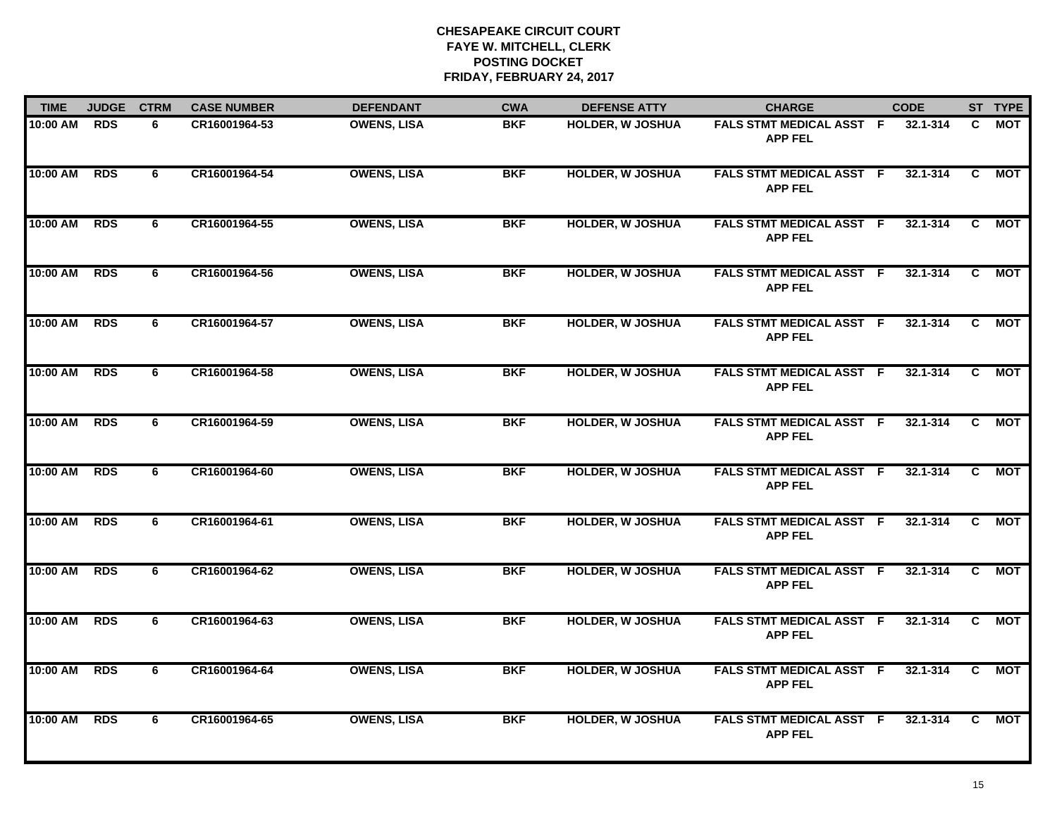# CHESAPEAKE CIRCUIT COURT
## FAYE W. MITCHELL, CLERK
## POSTING DOCKET
## FRIDAY, FEBRUARY 24, 2017

| TIME | JUDGE | CTRM | CASE NUMBER | DEFENDANT | CWA | DEFENSE ATTY | CHARGE | | CODE | ST | TYPE |
|---|---|---|---|---|---|---|---|---|---|---|---|
| 10:00 AM | RDS | 6 | CR16001964-53 | OWENS, LISA | BKF | HOLDER, W JOSHUA | FALS STMT MEDICAL ASST APP FEL | F | 32.1-314 | C | MOT |
| 10:00 AM | RDS | 6 | CR16001964-54 | OWENS, LISA | BKF | HOLDER, W JOSHUA | FALS STMT MEDICAL ASST APP FEL | F | 32.1-314 | C | MOT |
| 10:00 AM | RDS | 6 | CR16001964-55 | OWENS, LISA | BKF | HOLDER, W JOSHUA | FALS STMT MEDICAL ASST APP FEL | F | 32.1-314 | C | MOT |
| 10:00 AM | RDS | 6 | CR16001964-56 | OWENS, LISA | BKF | HOLDER, W JOSHUA | FALS STMT MEDICAL ASST APP FEL | F | 32.1-314 | C | MOT |
| 10:00 AM | RDS | 6 | CR16001964-57 | OWENS, LISA | BKF | HOLDER, W JOSHUA | FALS STMT MEDICAL ASST APP FEL | F | 32.1-314 | C | MOT |
| 10:00 AM | RDS | 6 | CR16001964-58 | OWENS, LISA | BKF | HOLDER, W JOSHUA | FALS STMT MEDICAL ASST APP FEL | F | 32.1-314 | C | MOT |
| 10:00 AM | RDS | 6 | CR16001964-59 | OWENS, LISA | BKF | HOLDER, W JOSHUA | FALS STMT MEDICAL ASST APP FEL | F | 32.1-314 | C | MOT |
| 10:00 AM | RDS | 6 | CR16001964-60 | OWENS, LISA | BKF | HOLDER, W JOSHUA | FALS STMT MEDICAL ASST APP FEL | F | 32.1-314 | C | MOT |
| 10:00 AM | RDS | 6 | CR16001964-61 | OWENS, LISA | BKF | HOLDER, W JOSHUA | FALS STMT MEDICAL ASST APP FEL | F | 32.1-314 | C | MOT |
| 10:00 AM | RDS | 6 | CR16001964-62 | OWENS, LISA | BKF | HOLDER, W JOSHUA | FALS STMT MEDICAL ASST APP FEL | F | 32.1-314 | C | MOT |
| 10:00 AM | RDS | 6 | CR16001964-63 | OWENS, LISA | BKF | HOLDER, W JOSHUA | FALS STMT MEDICAL ASST APP FEL | F | 32.1-314 | C | MOT |
| 10:00 AM | RDS | 6 | CR16001964-64 | OWENS, LISA | BKF | HOLDER, W JOSHUA | FALS STMT MEDICAL ASST APP FEL | F | 32.1-314 | C | MOT |
| 10:00 AM | RDS | 6 | CR16001964-65 | OWENS, LISA | BKF | HOLDER, W JOSHUA | FALS STMT MEDICAL ASST APP FEL | F | 32.1-314 | C | MOT |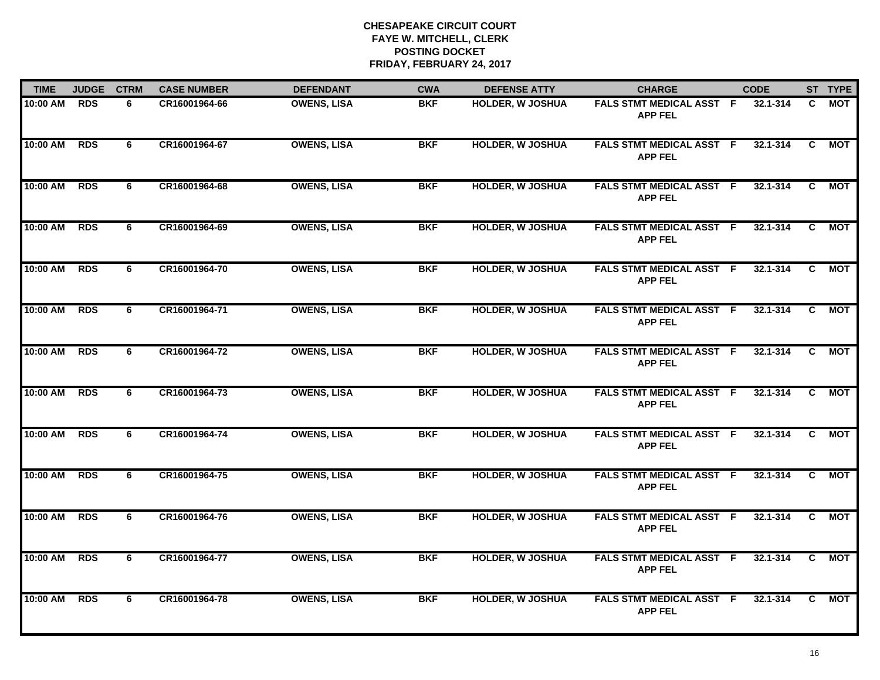# CHESAPEAKE CIRCUIT COURT
## FAYE W. MITCHELL, CLERK
## POSTING DOCKET
## FRIDAY, FEBRUARY 24, 2017

| TIME | JUDGE | CTRM | CASE NUMBER | DEFENDANT | CWA | DEFENSE ATTY | CHARGE | | CODE | ST | TYPE |
|---|---|---|---|---|---|---|---|---|---|---|---|
| 10:00 AM | RDS | 6 | CR16001964-66 | OWENS, LISA | BKF | HOLDER, W JOSHUA | FALS STMT MEDICAL ASST APP FEL | F | 32.1-314 | C | MOT |
| 10:00 AM | RDS | 6 | CR16001964-67 | OWENS, LISA | BKF | HOLDER, W JOSHUA | FALS STMT MEDICAL ASST APP FEL | F | 32.1-314 | C | MOT |
| 10:00 AM | RDS | 6 | CR16001964-68 | OWENS, LISA | BKF | HOLDER, W JOSHUA | FALS STMT MEDICAL ASST APP FEL | F | 32.1-314 | C | MOT |
| 10:00 AM | RDS | 6 | CR16001964-69 | OWENS, LISA | BKF | HOLDER, W JOSHUA | FALS STMT MEDICAL ASST APP FEL | F | 32.1-314 | C | MOT |
| 10:00 AM | RDS | 6 | CR16001964-70 | OWENS, LISA | BKF | HOLDER, W JOSHUA | FALS STMT MEDICAL ASST APP FEL | F | 32.1-314 | C | MOT |
| 10:00 AM | RDS | 6 | CR16001964-71 | OWENS, LISA | BKF | HOLDER, W JOSHUA | FALS STMT MEDICAL ASST APP FEL | F | 32.1-314 | C | MOT |
| 10:00 AM | RDS | 6 | CR16001964-72 | OWENS, LISA | BKF | HOLDER, W JOSHUA | FALS STMT MEDICAL ASST APP FEL | F | 32.1-314 | C | MOT |
| 10:00 AM | RDS | 6 | CR16001964-73 | OWENS, LISA | BKF | HOLDER, W JOSHUA | FALS STMT MEDICAL ASST APP FEL | F | 32.1-314 | C | MOT |
| 10:00 AM | RDS | 6 | CR16001964-74 | OWENS, LISA | BKF | HOLDER, W JOSHUA | FALS STMT MEDICAL ASST APP FEL | F | 32.1-314 | C | MOT |
| 10:00 AM | RDS | 6 | CR16001964-75 | OWENS, LISA | BKF | HOLDER, W JOSHUA | FALS STMT MEDICAL ASST APP FEL | F | 32.1-314 | C | MOT |
| 10:00 AM | RDS | 6 | CR16001964-76 | OWENS, LISA | BKF | HOLDER, W JOSHUA | FALS STMT MEDICAL ASST APP FEL | F | 32.1-314 | C | MOT |
| 10:00 AM | RDS | 6 | CR16001964-77 | OWENS, LISA | BKF | HOLDER, W JOSHUA | FALS STMT MEDICAL ASST APP FEL | F | 32.1-314 | C | MOT |
| 10:00 AM | RDS | 6 | CR16001964-78 | OWENS, LISA | BKF | HOLDER, W JOSHUA | FALS STMT MEDICAL ASST APP FEL | F | 32.1-314 | C | MOT |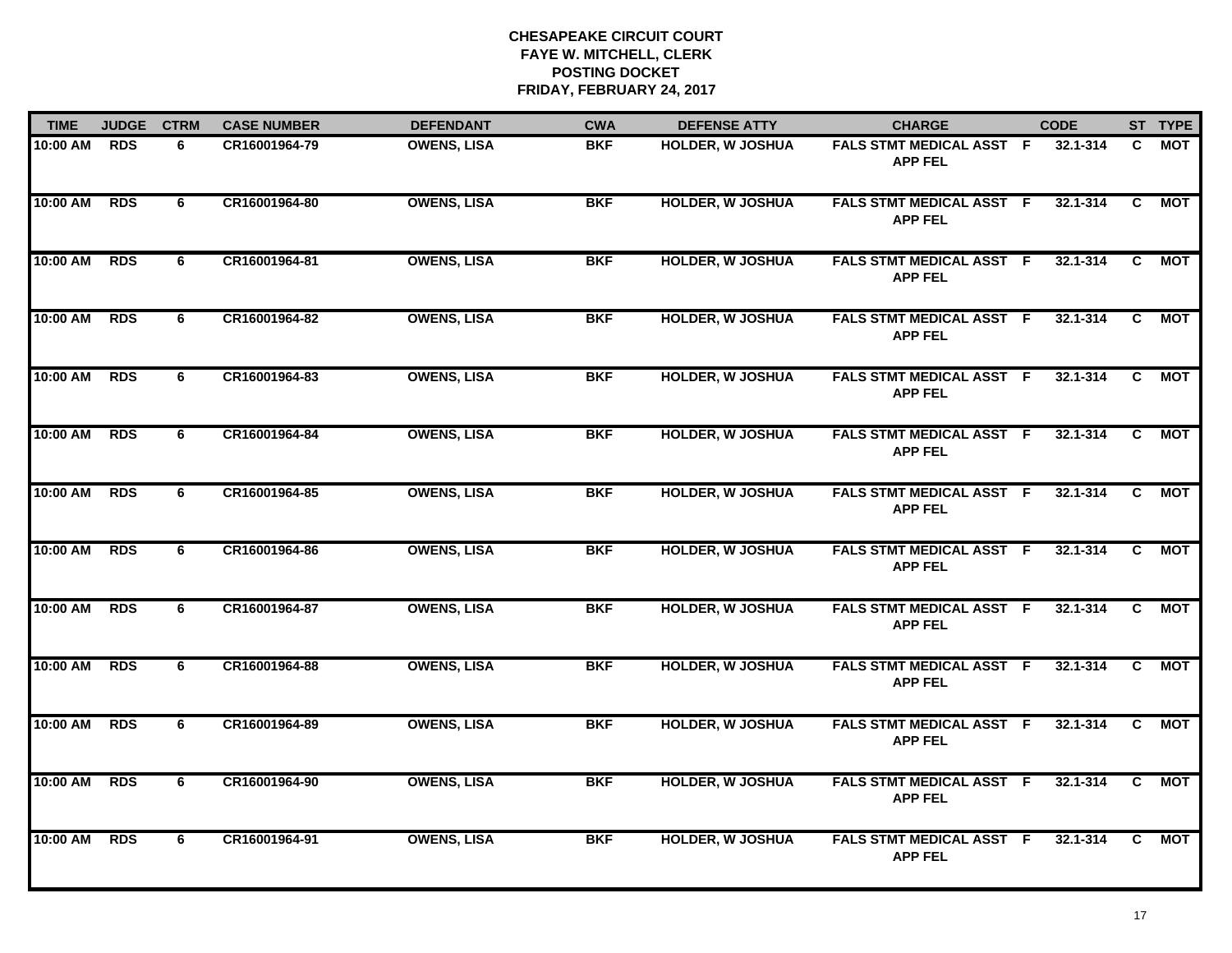# CHESAPEAKE CIRCUIT COURT
## FAYE W. MITCHELL, CLERK
## POSTING DOCKET
## FRIDAY, FEBRUARY 24, 2017

| TIME | JUDGE | CTRM | CASE NUMBER | DEFENDANT | CWA | DEFENSE ATTY | CHARGE | | CODE | ST | TYPE |
|---|---|---|---|---|---|---|---|---|---|---|---|
| 10:00 AM | RDS | 6 | CR16001964-79 | OWENS, LISA | BKF | HOLDER, W JOSHUA | FALS STMT MEDICAL ASST APP FEL | F | 32.1-314 | C | MOT |
| 10:00 AM | RDS | 6 | CR16001964-80 | OWENS, LISA | BKF | HOLDER, W JOSHUA | FALS STMT MEDICAL ASST APP FEL | F | 32.1-314 | C | MOT |
| 10:00 AM | RDS | 6 | CR16001964-81 | OWENS, LISA | BKF | HOLDER, W JOSHUA | FALS STMT MEDICAL ASST APP FEL | F | 32.1-314 | C | MOT |
| 10:00 AM | RDS | 6 | CR16001964-82 | OWENS, LISA | BKF | HOLDER, W JOSHUA | FALS STMT MEDICAL ASST APP FEL | F | 32.1-314 | C | MOT |
| 10:00 AM | RDS | 6 | CR16001964-83 | OWENS, LISA | BKF | HOLDER, W JOSHUA | FALS STMT MEDICAL ASST APP FEL | F | 32.1-314 | C | MOT |
| 10:00 AM | RDS | 6 | CR16001964-84 | OWENS, LISA | BKF | HOLDER, W JOSHUA | FALS STMT MEDICAL ASST APP FEL | F | 32.1-314 | C | MOT |
| 10:00 AM | RDS | 6 | CR16001964-85 | OWENS, LISA | BKF | HOLDER, W JOSHUA | FALS STMT MEDICAL ASST APP FEL | F | 32.1-314 | C | MOT |
| 10:00 AM | RDS | 6 | CR16001964-86 | OWENS, LISA | BKF | HOLDER, W JOSHUA | FALS STMT MEDICAL ASST APP FEL | F | 32.1-314 | C | MOT |
| 10:00 AM | RDS | 6 | CR16001964-87 | OWENS, LISA | BKF | HOLDER, W JOSHUA | FALS STMT MEDICAL ASST APP FEL | F | 32.1-314 | C | MOT |
| 10:00 AM | RDS | 6 | CR16001964-88 | OWENS, LISA | BKF | HOLDER, W JOSHUA | FALS STMT MEDICAL ASST APP FEL | F | 32.1-314 | C | MOT |
| 10:00 AM | RDS | 6 | CR16001964-89 | OWENS, LISA | BKF | HOLDER, W JOSHUA | FALS STMT MEDICAL ASST APP FEL | F | 32.1-314 | C | MOT |
| 10:00 AM | RDS | 6 | CR16001964-90 | OWENS, LISA | BKF | HOLDER, W JOSHUA | FALS STMT MEDICAL ASST APP FEL | F | 32.1-314 | C | MOT |
| 10:00 AM | RDS | 6 | CR16001964-91 | OWENS, LISA | BKF | HOLDER, W JOSHUA | FALS STMT MEDICAL ASST APP FEL | F | 32.1-314 | C | MOT |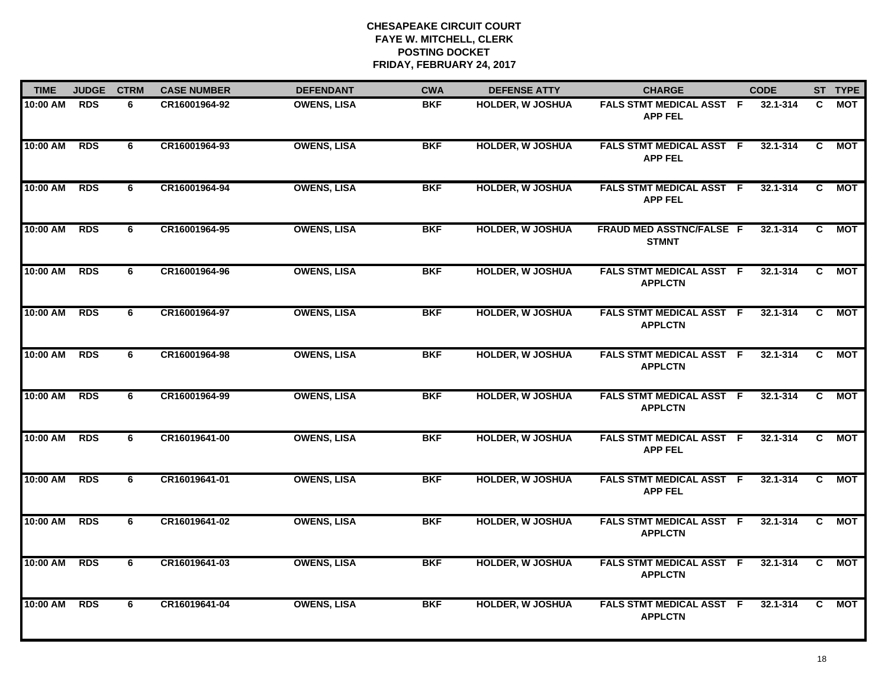**CHESAPEAKE CIRCUIT COURT**
**FAYE W. MITCHELL, CLERK**
**POSTING DOCKET**
**FRIDAY, FEBRUARY 24, 2017**

| TIME | JUDGE | CTRM | CASE NUMBER | DEFENDANT | CWA | DEFENSE ATTY | CHARGE | | CODE | ST | TYPE |
|---|---|---|---|---|---|---|---|---|---|---|---|
| 10:00 AM | RDS | 6 | CR16001964-92 | OWENS, LISA | BKF | HOLDER, W JOSHUA | FALS STMT MEDICAL ASST APP FEL | F | 32.1-314 | C | MOT |
| 10:00 AM | RDS | 6 | CR16001964-93 | OWENS, LISA | BKF | HOLDER, W JOSHUA | FALS STMT MEDICAL ASST APP FEL | F | 32.1-314 | C | MOT |
| 10:00 AM | RDS | 6 | CR16001964-94 | OWENS, LISA | BKF | HOLDER, W JOSHUA | FALS STMT MEDICAL ASST APP FEL | F | 32.1-314 | C | MOT |
| 10:00 AM | RDS | 6 | CR16001964-95 | OWENS, LISA | BKF | HOLDER, W JOSHUA | FRAUD MED ASSTNC/FALSE STMNT | F | 32.1-314 | C | MOT |
| 10:00 AM | RDS | 6 | CR16001964-96 | OWENS, LISA | BKF | HOLDER, W JOSHUA | FALS STMT MEDICAL ASST APPLCTN | F | 32.1-314 | C | MOT |
| 10:00 AM | RDS | 6 | CR16001964-97 | OWENS, LISA | BKF | HOLDER, W JOSHUA | FALS STMT MEDICAL ASST APPLCTN | F | 32.1-314 | C | MOT |
| 10:00 AM | RDS | 6 | CR16001964-98 | OWENS, LISA | BKF | HOLDER, W JOSHUA | FALS STMT MEDICAL ASST APPLCTN | F | 32.1-314 | C | MOT |
| 10:00 AM | RDS | 6 | CR16001964-99 | OWENS, LISA | BKF | HOLDER, W JOSHUA | FALS STMT MEDICAL ASST APPLCTN | F | 32.1-314 | C | MOT |
| 10:00 AM | RDS | 6 | CR16019641-00 | OWENS, LISA | BKF | HOLDER, W JOSHUA | FALS STMT MEDICAL ASST APP FEL | F | 32.1-314 | C | MOT |
| 10:00 AM | RDS | 6 | CR16019641-01 | OWENS, LISA | BKF | HOLDER, W JOSHUA | FALS STMT MEDICAL ASST APP FEL | F | 32.1-314 | C | MOT |
| 10:00 AM | RDS | 6 | CR16019641-02 | OWENS, LISA | BKF | HOLDER, W JOSHUA | FALS STMT MEDICAL ASST APPLCTN | F | 32.1-314 | C | MOT |
| 10:00 AM | RDS | 6 | CR16019641-03 | OWENS, LISA | BKF | HOLDER, W JOSHUA | FALS STMT MEDICAL ASST APPLCTN | F | 32.1-314 | C | MOT |
| 10:00 AM | RDS | 6 | CR16019641-04 | OWENS, LISA | BKF | HOLDER, W JOSHUA | FALS STMT MEDICAL ASST APPLCTN | F | 32.1-314 | C | MOT |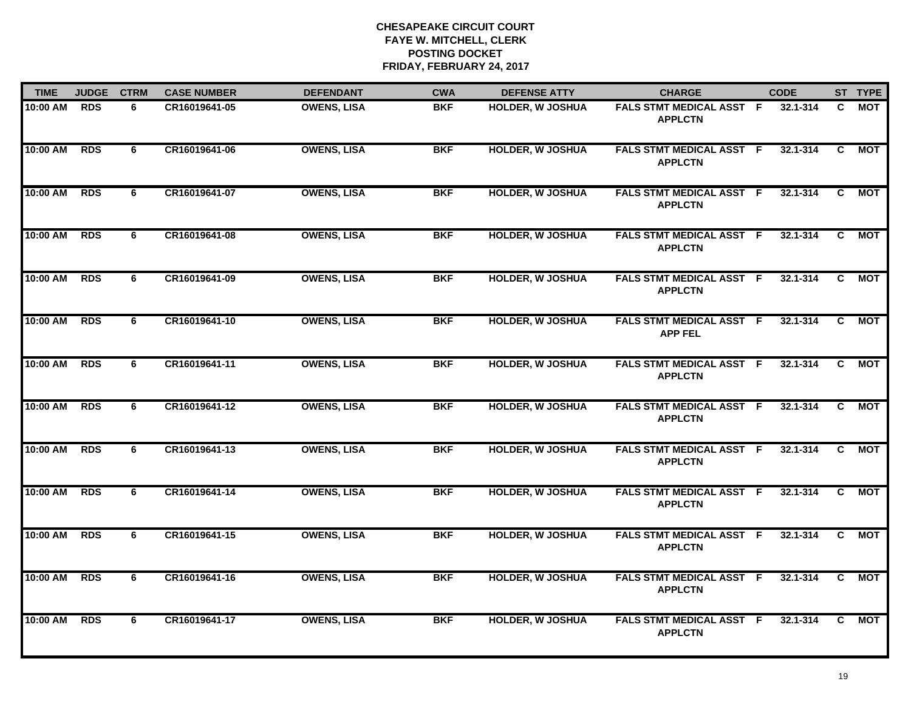**CHESAPEAKE CIRCUIT COURT**
**FAYE W. MITCHELL, CLERK**
**POSTING DOCKET**
**FRIDAY, FEBRUARY 24, 2017**

| TIME | JUDGE | CTRM | CASE NUMBER | DEFENDANT | CWA | DEFENSE ATTY | CHARGE | | CODE | ST | TYPE |
|---|---|---|---|---|---|---|---|---|---|---|---|
| 10:00 AM | RDS | 6 | CR16019641-05 | OWENS, LISA | BKF | HOLDER, W JOSHUA | FALS STMT MEDICAL ASST APPLCTN | F | 32.1-314 | C | MOT |
| 10:00 AM | RDS | 6 | CR16019641-06 | OWENS, LISA | BKF | HOLDER, W JOSHUA | FALS STMT MEDICAL ASST APPLCTN | F | 32.1-314 | C | MOT |
| 10:00 AM | RDS | 6 | CR16019641-07 | OWENS, LISA | BKF | HOLDER, W JOSHUA | FALS STMT MEDICAL ASST APPLCTN | F | 32.1-314 | C | MOT |
| 10:00 AM | RDS | 6 | CR16019641-08 | OWENS, LISA | BKF | HOLDER, W JOSHUA | FALS STMT MEDICAL ASST APPLCTN | F | 32.1-314 | C | MOT |
| 10:00 AM | RDS | 6 | CR16019641-09 | OWENS, LISA | BKF | HOLDER, W JOSHUA | FALS STMT MEDICAL ASST APPLCTN | F | 32.1-314 | C | MOT |
| 10:00 AM | RDS | 6 | CR16019641-10 | OWENS, LISA | BKF | HOLDER, W JOSHUA | FALS STMT MEDICAL ASST APP FEL | F | 32.1-314 | C | MOT |
| 10:00 AM | RDS | 6 | CR16019641-11 | OWENS, LISA | BKF | HOLDER, W JOSHUA | FALS STMT MEDICAL ASST APPLCTN | F | 32.1-314 | C | MOT |
| 10:00 AM | RDS | 6 | CR16019641-12 | OWENS, LISA | BKF | HOLDER, W JOSHUA | FALS STMT MEDICAL ASST APPLCTN | F | 32.1-314 | C | MOT |
| 10:00 AM | RDS | 6 | CR16019641-13 | OWENS, LISA | BKF | HOLDER, W JOSHUA | FALS STMT MEDICAL ASST APPLCTN | F | 32.1-314 | C | MOT |
| 10:00 AM | RDS | 6 | CR16019641-14 | OWENS, LISA | BKF | HOLDER, W JOSHUA | FALS STMT MEDICAL ASST APPLCTN | F | 32.1-314 | C | MOT |
| 10:00 AM | RDS | 6 | CR16019641-15 | OWENS, LISA | BKF | HOLDER, W JOSHUA | FALS STMT MEDICAL ASST APPLCTN | F | 32.1-314 | C | MOT |
| 10:00 AM | RDS | 6 | CR16019641-16 | OWENS, LISA | BKF | HOLDER, W JOSHUA | FALS STMT MEDICAL ASST APPLCTN | F | 32.1-314 | C | MOT |
| 10:00 AM | RDS | 6 | CR16019641-17 | OWENS, LISA | BKF | HOLDER, W JOSHUA | FALS STMT MEDICAL ASST APPLCTN | F | 32.1-314 | C | MOT |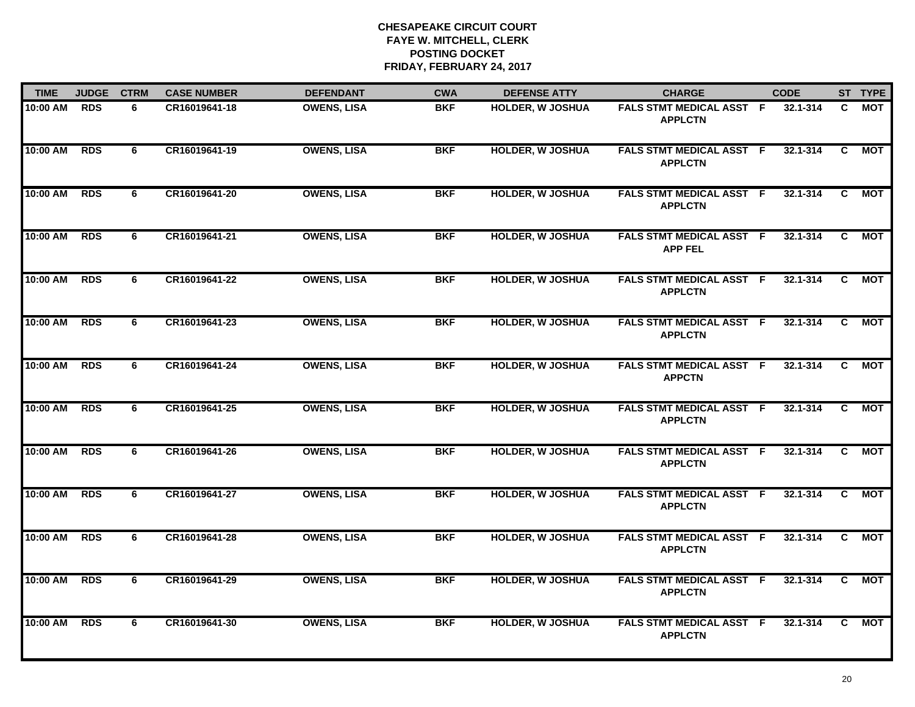**CHESAPEAKE CIRCUIT COURT**
**FAYE W. MITCHELL, CLERK**
**POSTING DOCKET**
**FRIDAY, FEBRUARY 24, 2017**

| TIME | JUDGE | CTRM | CASE NUMBER | DEFENDANT | CWA | DEFENSE ATTY | CHARGE | | CODE | ST | TYPE |
|---|---|---|---|---|---|---|---|---|---|---|---|
| 10:00 AM | RDS | 6 | CR16019641-18 | OWENS, LISA | BKF | HOLDER, W JOSHUA | FALS STMT MEDICAL ASST APPLCTN | F | 32.1-314 | C | MOT |
| 10:00 AM | RDS | 6 | CR16019641-19 | OWENS, LISA | BKF | HOLDER, W JOSHUA | FALS STMT MEDICAL ASST APPLCTN | F | 32.1-314 | C | MOT |
| 10:00 AM | RDS | 6 | CR16019641-20 | OWENS, LISA | BKF | HOLDER, W JOSHUA | FALS STMT MEDICAL ASST APPLCTN | F | 32.1-314 | C | MOT |
| 10:00 AM | RDS | 6 | CR16019641-21 | OWENS, LISA | BKF | HOLDER, W JOSHUA | FALS STMT MEDICAL ASST APP FEL | F | 32.1-314 | C | MOT |
| 10:00 AM | RDS | 6 | CR16019641-22 | OWENS, LISA | BKF | HOLDER, W JOSHUA | FALS STMT MEDICAL ASST APPLCTN | F | 32.1-314 | C | MOT |
| 10:00 AM | RDS | 6 | CR16019641-23 | OWENS, LISA | BKF | HOLDER, W JOSHUA | FALS STMT MEDICAL ASST APPLCTN | F | 32.1-314 | C | MOT |
| 10:00 AM | RDS | 6 | CR16019641-24 | OWENS, LISA | BKF | HOLDER, W JOSHUA | FALS STMT MEDICAL ASST APPCTN | F | 32.1-314 | C | MOT |
| 10:00 AM | RDS | 6 | CR16019641-25 | OWENS, LISA | BKF | HOLDER, W JOSHUA | FALS STMT MEDICAL ASST APPLCTN | F | 32.1-314 | C | MOT |
| 10:00 AM | RDS | 6 | CR16019641-26 | OWENS, LISA | BKF | HOLDER, W JOSHUA | FALS STMT MEDICAL ASST APPLCTN | F | 32.1-314 | C | MOT |
| 10:00 AM | RDS | 6 | CR16019641-27 | OWENS, LISA | BKF | HOLDER, W JOSHUA | FALS STMT MEDICAL ASST APPLCTN | F | 32.1-314 | C | MOT |
| 10:00 AM | RDS | 6 | CR16019641-28 | OWENS, LISA | BKF | HOLDER, W JOSHUA | FALS STMT MEDICAL ASST APPLCTN | F | 32.1-314 | C | MOT |
| 10:00 AM | RDS | 6 | CR16019641-29 | OWENS, LISA | BKF | HOLDER, W JOSHUA | FALS STMT MEDICAL ASST APPLCTN | F | 32.1-314 | C | MOT |
| 10:00 AM | RDS | 6 | CR16019641-30 | OWENS, LISA | BKF | HOLDER, W JOSHUA | FALS STMT MEDICAL ASST APPLCTN | F | 32.1-314 | C | MOT |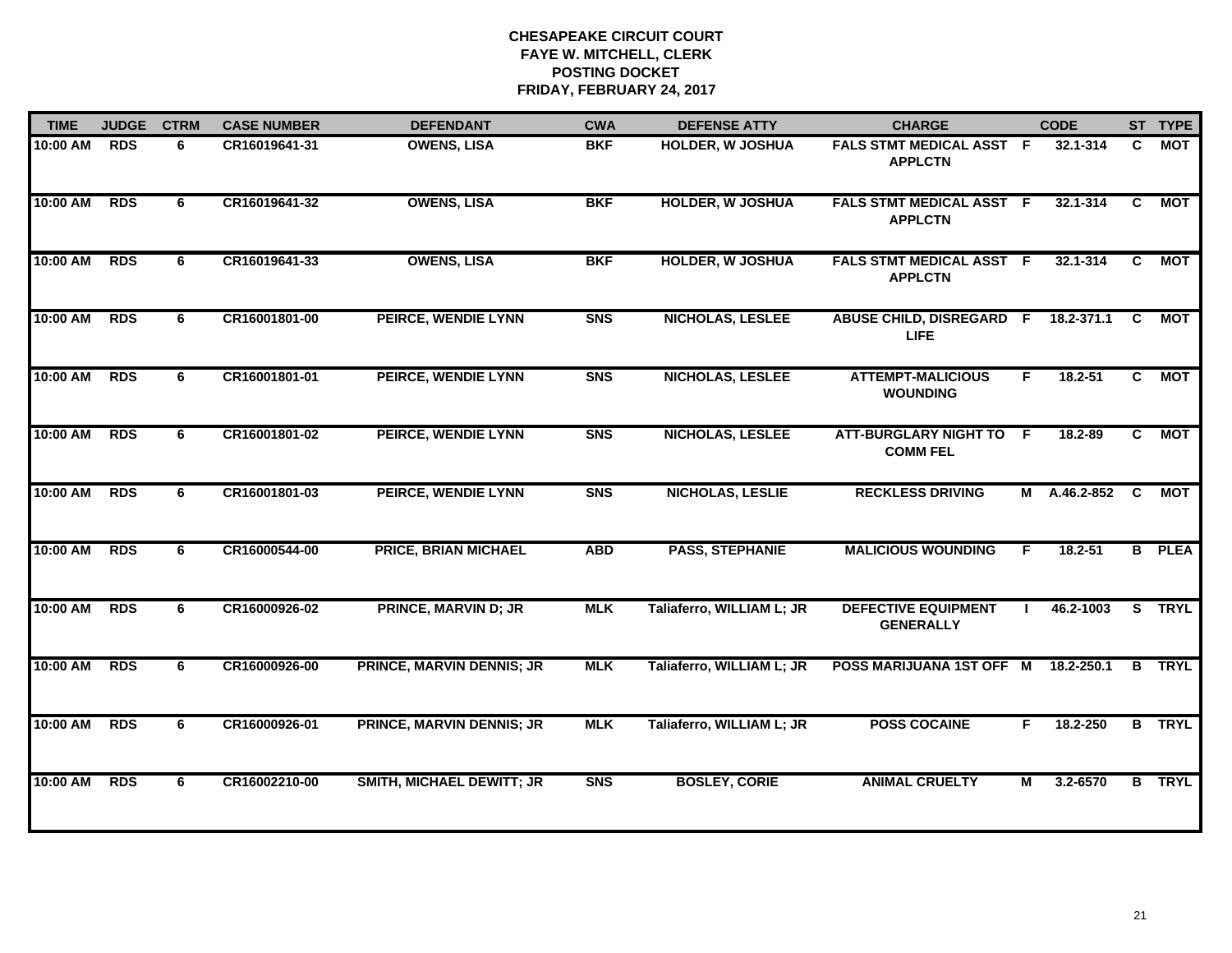**CHESAPEAKE CIRCUIT COURT**
**FAYE W. MITCHELL, CLERK**
**POSTING DOCKET**
**FRIDAY, FEBRUARY 24, 2017**

| TIME | JUDGE | CTRM | CASE NUMBER | DEFENDANT | CWA | DEFENSE ATTY | CHARGE | | CODE | ST | TYPE |
|---|---|---|---|---|---|---|---|---|---|---|---|
| 10:00 AM | RDS | 6 | CR16019641-31 | OWENS, LISA | BKF | HOLDER, W JOSHUA | FALS STMT MEDICAL ASST APPLCTN | F | 32.1-314 | C | MOT |
| 10:00 AM | RDS | 6 | CR16019641-32 | OWENS, LISA | BKF | HOLDER, W JOSHUA | FALS STMT MEDICAL ASST APPLCTN | F | 32.1-314 | C | MOT |
| 10:00 AM | RDS | 6 | CR16019641-33 | OWENS, LISA | BKF | HOLDER, W JOSHUA | FALS STMT MEDICAL ASST APPLCTN | F | 32.1-314 | C | MOT |
| 10:00 AM | RDS | 6 | CR16001801-00 | PEIRCE, WENDIE LYNN | SNS | NICHOLAS, LESLEE | ABUSE CHILD, DISREGARD LIFE | F | 18.2-371.1 | C | MOT |
| 10:00 AM | RDS | 6 | CR16001801-01 | PEIRCE, WENDIE LYNN | SNS | NICHOLAS, LESLEE | ATTEMPT-MALICIOUS WOUNDING | F | 18.2-51 | C | MOT |
| 10:00 AM | RDS | 6 | CR16001801-02 | PEIRCE, WENDIE LYNN | SNS | NICHOLAS, LESLEE | ATT-BURGLARY NIGHT TO COMM FEL | F | 18.2-89 | C | MOT |
| 10:00 AM | RDS | 6 | CR16001801-03 | PEIRCE, WENDIE LYNN | SNS | NICHOLAS, LESLIE | RECKLESS DRIVING | M | A.46.2-852 | C | MOT |
| 10:00 AM | RDS | 6 | CR16000544-00 | PRICE, BRIAN MICHAEL | ABD | PASS, STEPHANIE | MALICIOUS WOUNDING | F | 18.2-51 | B | PLEA |
| 10:00 AM | RDS | 6 | CR16000926-02 | PRINCE, MARVIN D; JR | MLK | Taliaferro, WILLIAM L; JR | DEFECTIVE EQUIPMENT GENERALLY | I | 46.2-1003 | S | TRYL |
| 10:00 AM | RDS | 6 | CR16000926-00 | PRINCE, MARVIN DENNIS; JR | MLK | Taliaferro, WILLIAM L; JR | POSS MARIJUANA 1ST OFF | M | 18.2-250.1 | B | TRYL |
| 10:00 AM | RDS | 6 | CR16000926-01 | PRINCE, MARVIN DENNIS; JR | MLK | Taliaferro, WILLIAM L; JR | POSS COCAINE | F | 18.2-250 | B | TRYL |
| 10:00 AM | RDS | 6 | CR16002210-00 | SMITH, MICHAEL DEWITT; JR | SNS | BOSLEY, CORIE | ANIMAL CRUELTY | M | 3.2-6570 | B | TRYL |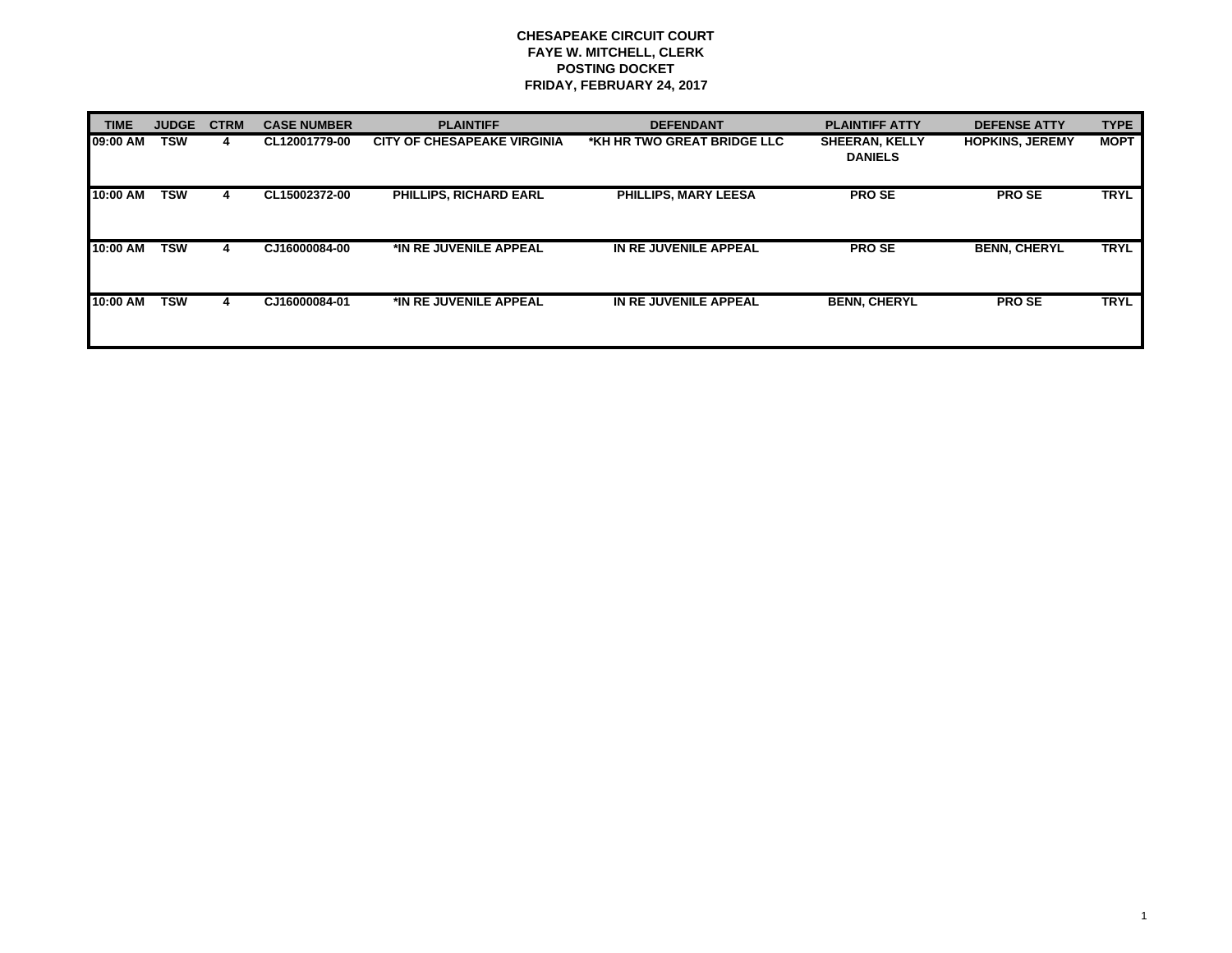**CHESAPEAKE CIRCUIT COURT**
**FAYE W. MITCHELL, CLERK**
**POSTING DOCKET**
**FRIDAY, FEBRUARY 24, 2017**

| TIME | JUDGE | CTRM | CASE NUMBER | PLAINTIFF | DEFENDANT | PLAINTIFF ATTY | DEFENSE ATTY | TYPE |
|---|---|---|---|---|---|---|---|---|
| 09:00 AM | TSW | 4 | CL12001779-00 | CITY OF CHESAPEAKE VIRGINIA | *KH HR TWO GREAT BRIDGE LLC | SHEERAN, KELLY DANIELS | HOPKINS, JEREMY | MOPT |
| 10:00 AM | TSW | 4 | CL15002372-00 | PHILLIPS, RICHARD EARL | PHILLIPS, MARY LEESA | PRO SE | PRO SE | TRYL |
| 10:00 AM | TSW | 4 | CJ16000084-00 | *IN RE JUVENILE APPEAL | IN RE JUVENILE APPEAL | PRO SE | BENN, CHERYL | TRYL |
| 10:00 AM | TSW | 4 | CJ16000084-01 | *IN RE JUVENILE APPEAL | IN RE JUVENILE APPEAL | BENN, CHERYL | PRO SE | TRYL |